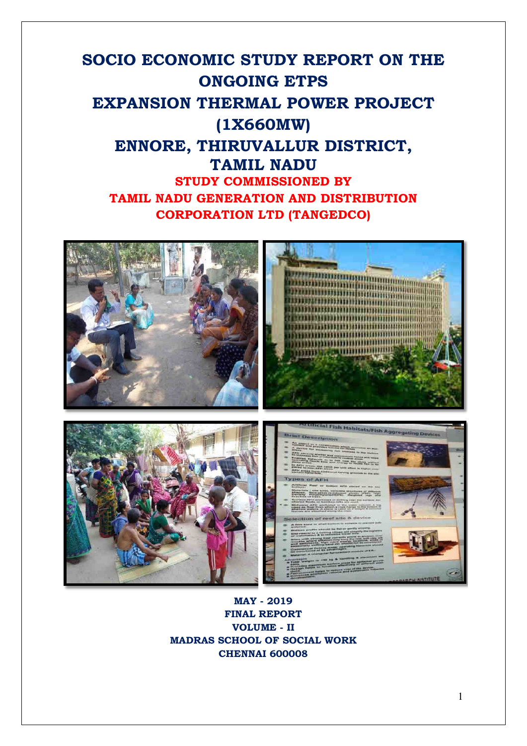# SOCIO ECONOMIC STUDY REPORT ON THE ONGOING ETPS EXPANSION THERMAL POWER PROJECT (1X660MW) ENNORE, THIRUVALLUR DISTRICT, TAMIL NADU

**STUDY COMMISSIONED BY**

**TAMIL NADU GENERATION AND DISTRIBUTION CORPORATION LTD (TANGEDCO)**

**MAY - 2019**

**FINAL REPORT**

**VOLUME - II**

**MADRAS SCHOOL OF SOCIAL WORK**

**CHENNAI 600008**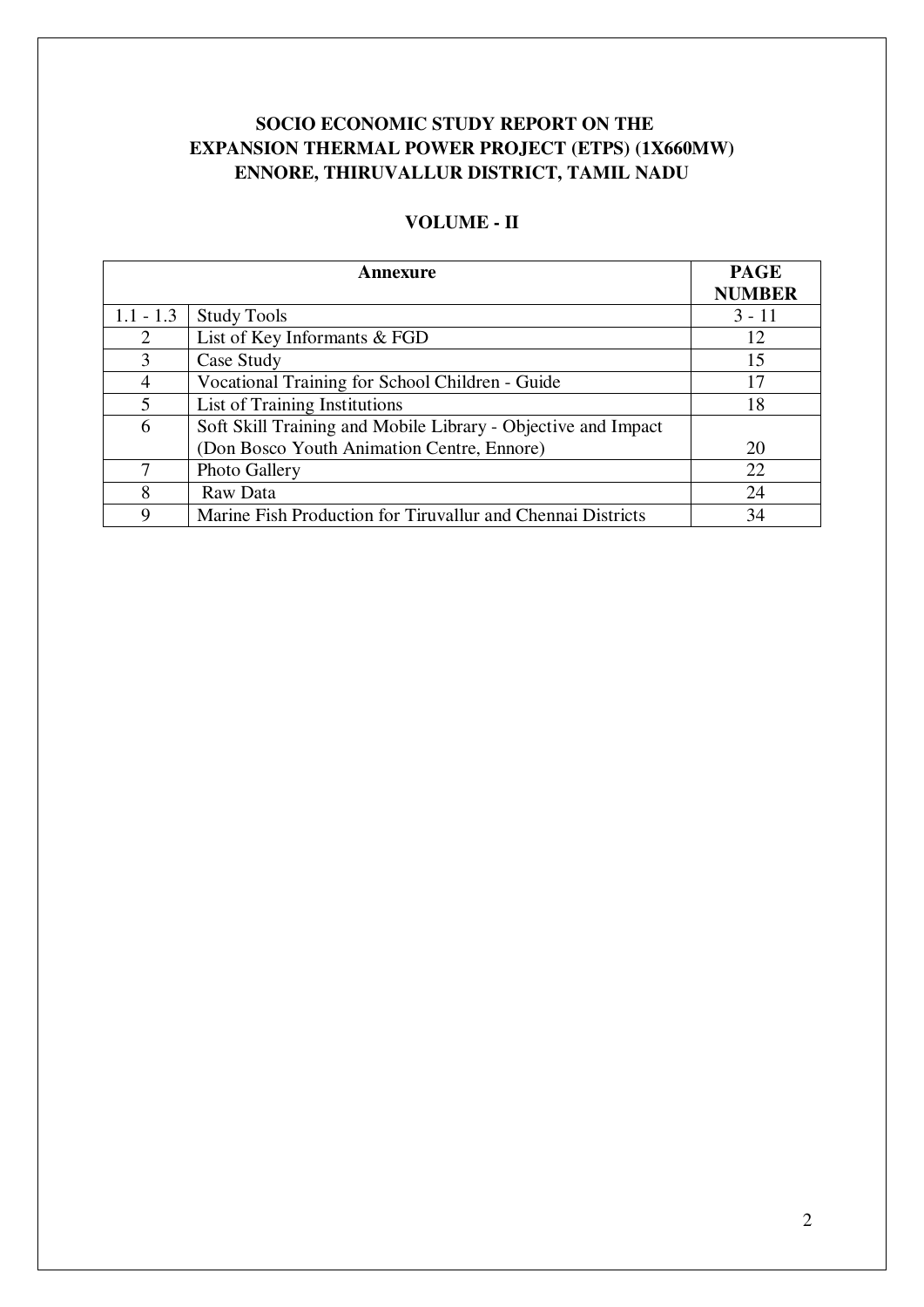**SOCIO ECONOMIC STUDY REPORT ON THE EXPANSION THERMAL POWER PROJECT (ETPS) (1X660MW) ENNORE, THIRUVALLUR DISTRICT, TAMIL NADU**

**VOLUME - II**

| Annexure | | PAGE NUMBER |
|---|---|---|
| 1.1 - 1.3 | Study Tools | 3 - 11 |
| 2 | List of Key Informants & FGD | 12 |
| 3 | Case Study | 15 |
| 4 | Vocational Training for School Children - Guide | 17 |
| 5 | List of Training Institutions | 18 |
| 6 | Soft Skill Training and Mobile Library - Objective and Impact (Don Bosco Youth Animation Centre, Ennore) | 20 |
| 7 | Photo Gallery | 22 |
| 8 | Raw Data | 24 |
| 9 | Marine Fish Production for Tiruvallur and Chennai Districts | 34 |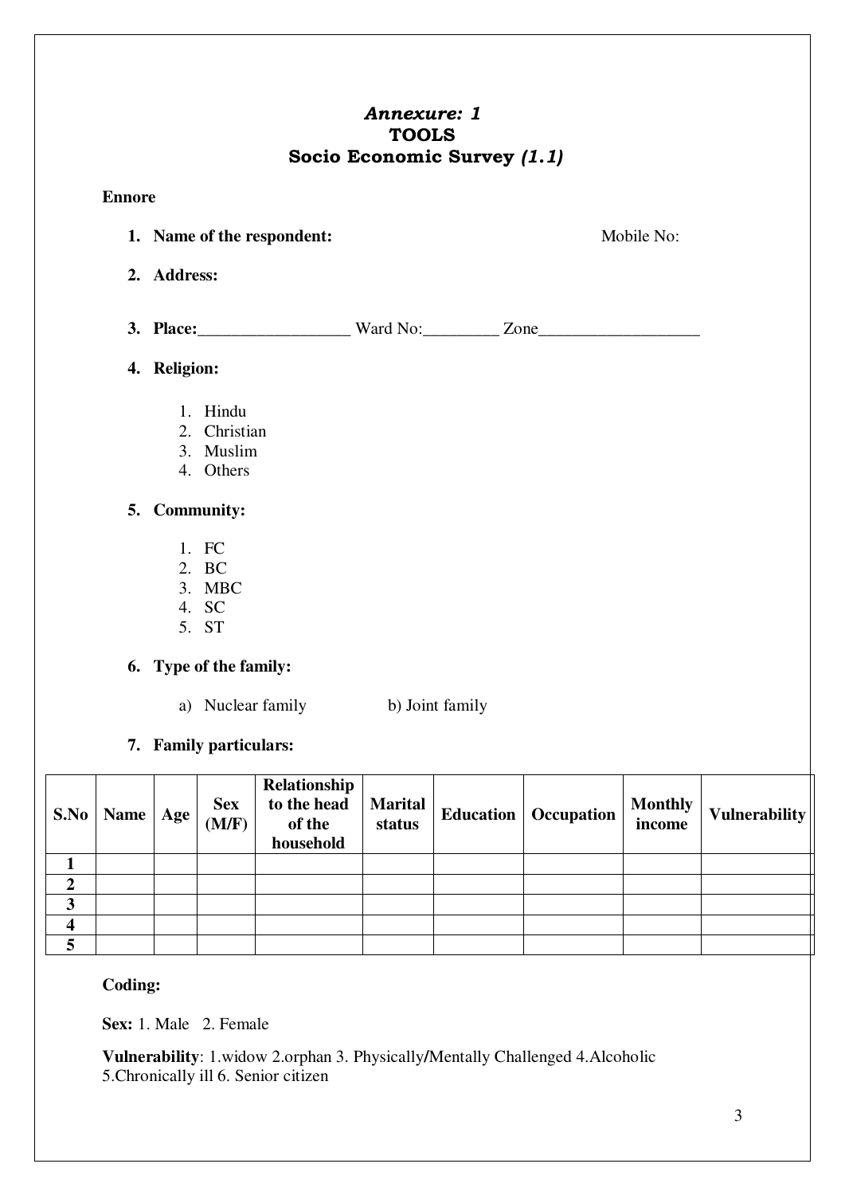# *Annexure: 1*
## TOOLS
## Socio Economic Survey *(1.1)*

**Ennore**

1. **Name of the respondent:** Mobile No:
2. **Address:**
3. **Place:**__________________ Ward No:_________ Zone___________________
4. **Religion:**
   1. Hindu
   2. Christian
   3. Muslim
   4. Others
5. **Community:**
   1. FC
   2. BC
   3. MBC
   4. SC
   5. ST
6. **Type of the family:**
   a) Nuclear family b) Joint family
7. **Family particulars:**

| S.No | Name | Age | Sex (M/F) | Relationship to the head of the household | Marital status | Education | Occupation | Monthly income | Vulnerability |
|---|---|---|---|---|---|---|---|---|---|
| 1 | | | | | | | | | |
| 2 | | | | | | | | | |
| 3 | | | | | | | | | |
| 4 | | | | | | | | | |
| 5 | | | | | | | | | |

**Coding:**

**Sex:** 1. Male 2. Female

**Vulnerability**: 1.widow 2.orphan 3. Physically/Mentally Challenged 4.Alcoholic 5.Chronically ill 6. Senior citizen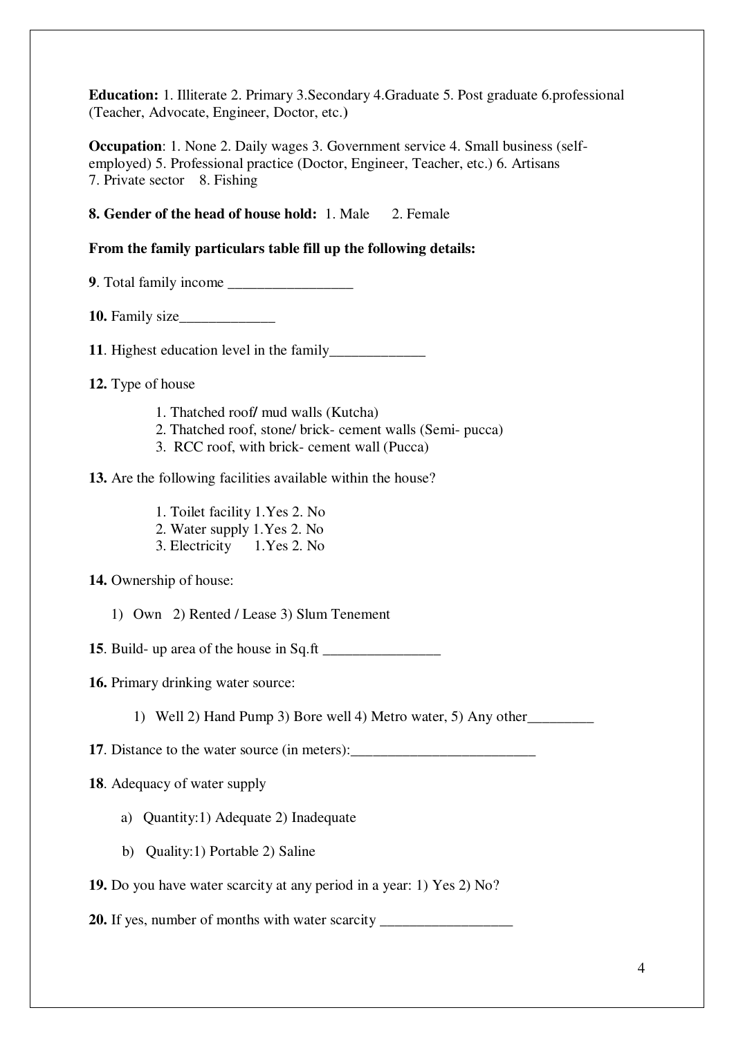**Education:** 1. Illiterate 2. Primary 3.Secondary 4.Graduate 5. Post graduate 6.professional (Teacher, Advocate, Engineer, Doctor, etc.)

**Occupation**: 1. None 2. Daily wages 3. Government service 4. Small business (self-employed) 5. Professional practice (Doctor, Engineer, Teacher, etc.) 6. Artisans 7. Private sector 8. Fishing

**8. Gender of the head of house hold:** 1. Male 2. Female

**From the family particulars table fill up the following details:**

**9**. Total family income _________________

**10.** Family size_____________

**11**. Highest education level in the family_____________

**12.** Type of house

1. Thatched roof/ mud walls (Kutcha)
2. Thatched roof, stone/ brick- cement walls (Semi- pucca)
3. RCC roof, with brick- cement wall (Pucca)

**13.** Are the following facilities available within the house?

1. Toilet facility 1.Yes 2. No
2. Water supply 1.Yes 2. No
3. Electricity 1.Yes 2. No

**14.** Ownership of house:

1) Own 2) Rented / Lease 3) Slum Tenement

**15**. Build- up area of the house in Sq.ft ________________

**16.** Primary drinking water source:

1) Well 2) Hand Pump 3) Bore well 4) Metro water, 5) Any other_________

**17**. Distance to the water source (in meters):_________________________

**18**. Adequacy of water supply

a) Quantity:1) Adequate 2) Inadequate

b) Quality:1) Portable 2) Saline

**19.** Do you have water scarcity at any period in a year: 1) Yes 2) No?

**20.** If yes, number of months with water scarcity __________________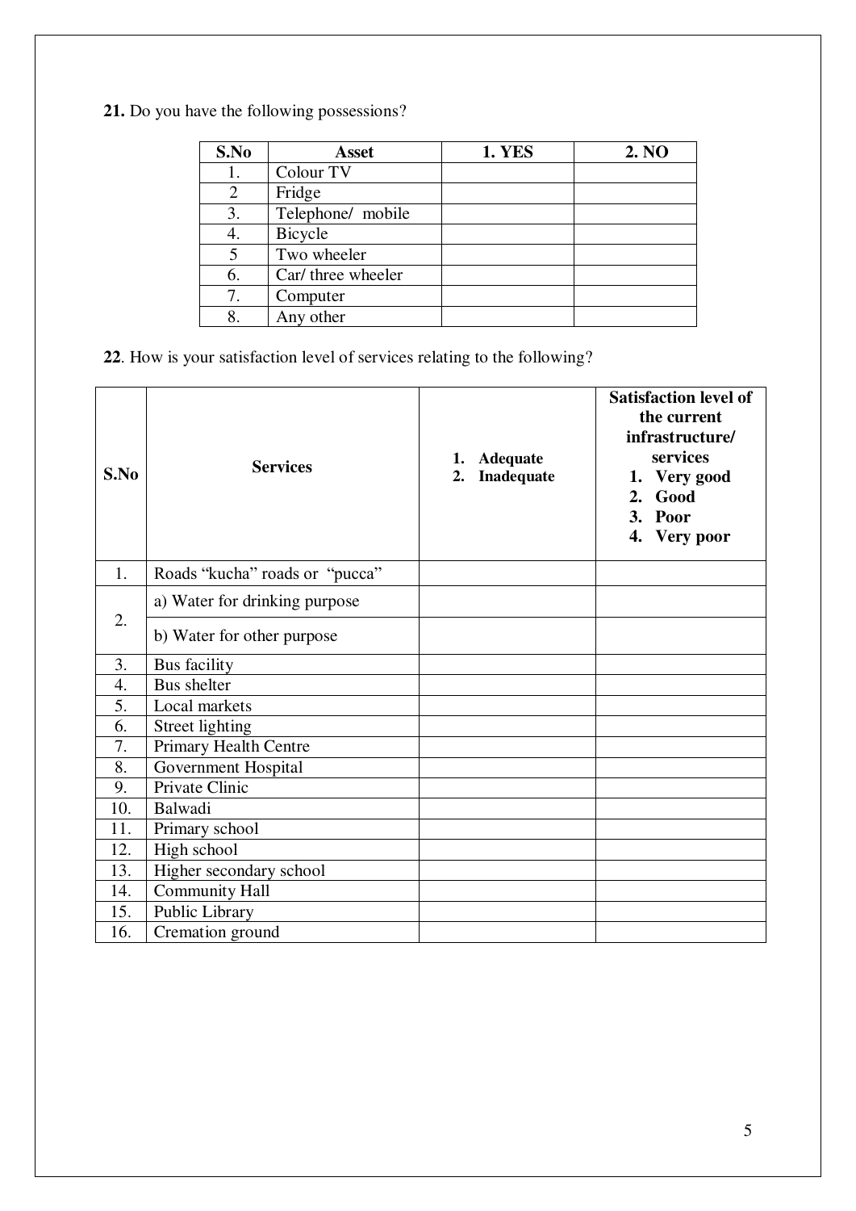**21.** Do you have the following possessions?

| S.No | Asset | 1. YES | 2. NO |
|---|---|---|---|
| 1. | Colour TV | | |
| 2 | Fridge | | |
| 3. | Telephone/ mobile | | |
| 4. | Bicycle | | |
| 5 | Two wheeler | | |
| 6. | Car/ three wheeler | | |
| 7. | Computer | | |
| 8. | Any other | | |

**22**. How is your satisfaction level of services relating to the following?

| S.No | Services | 1. Adequate 2. Inadequate | Satisfaction level of the current infrastructure/ services 1. Very good 2. Good 3. Poor 4. Very poor |
|---|---|---|---|
| 1. | Roads "kucha" roads or "pucca" | | |
| 2. | a) Water for drinking purpose | | |
| | b) Water for other purpose | | |
| 3. | Bus facility | | |
| 4. | Bus shelter | | |
| 5. | Local markets | | |
| 6. | Street lighting | | |
| 7. | Primary Health Centre | | |
| 8. | Government Hospital | | |
| 9. | Private Clinic | | |
| 10. | Balwadi | | |
| 11. | Primary school | | |
| 12. | High school | | |
| 13. | Higher secondary school | | |
| 14. | Community Hall | | |
| 15. | Public Library | | |
| 16. | Cremation ground | | |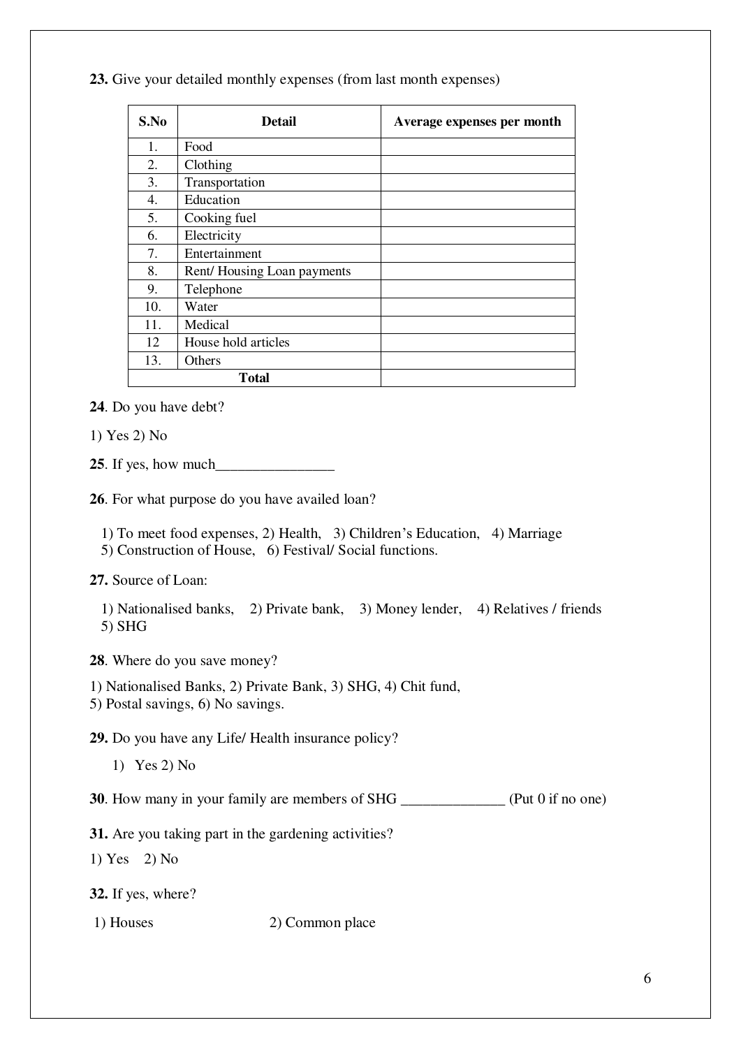**23.** Give your detailed monthly expenses (from last month expenses)

| S.No | Detail | Average expenses per month |
|---|---|---|
| 1. | Food | |
| 2. | Clothing | |
| 3. | Transportation | |
| 4. | Education | |
| 5. | Cooking fuel | |
| 6. | Electricity | |
| 7. | Entertainment | |
| 8. | Rent/ Housing Loan payments | |
| 9. | Telephone | |
| 10. | Water | |
| 11. | Medical | |
| 12 | House hold articles | |
| 13. | Others | |
| **Total** | | |

**24**. Do you have debt?

1) Yes 2) No

**25**. If yes, how much________________

**26**. For what purpose do you have availed loan?

1) To meet food expenses, 2) Health, 3) Children's Education, 4) Marriage
5) Construction of House, 6) Festival/ Social functions.

**27.** Source of Loan:

1) Nationalised banks, 2) Private bank, 3) Money lender, 4) Relatives / friends
5) SHG

**28**. Where do you save money?

1) Nationalised Banks, 2) Private Bank, 3) SHG, 4) Chit fund,
5) Postal savings, 6) No savings.

**29.** Do you have any Life/ Health insurance policy?

1) Yes 2) No

**30**. How many in your family are members of SHG ______________ (Put 0 if no one)

**31.** Are you taking part in the gardening activities?

1) Yes 2) No

**32.** If yes, where?

1) Houses 2) Common place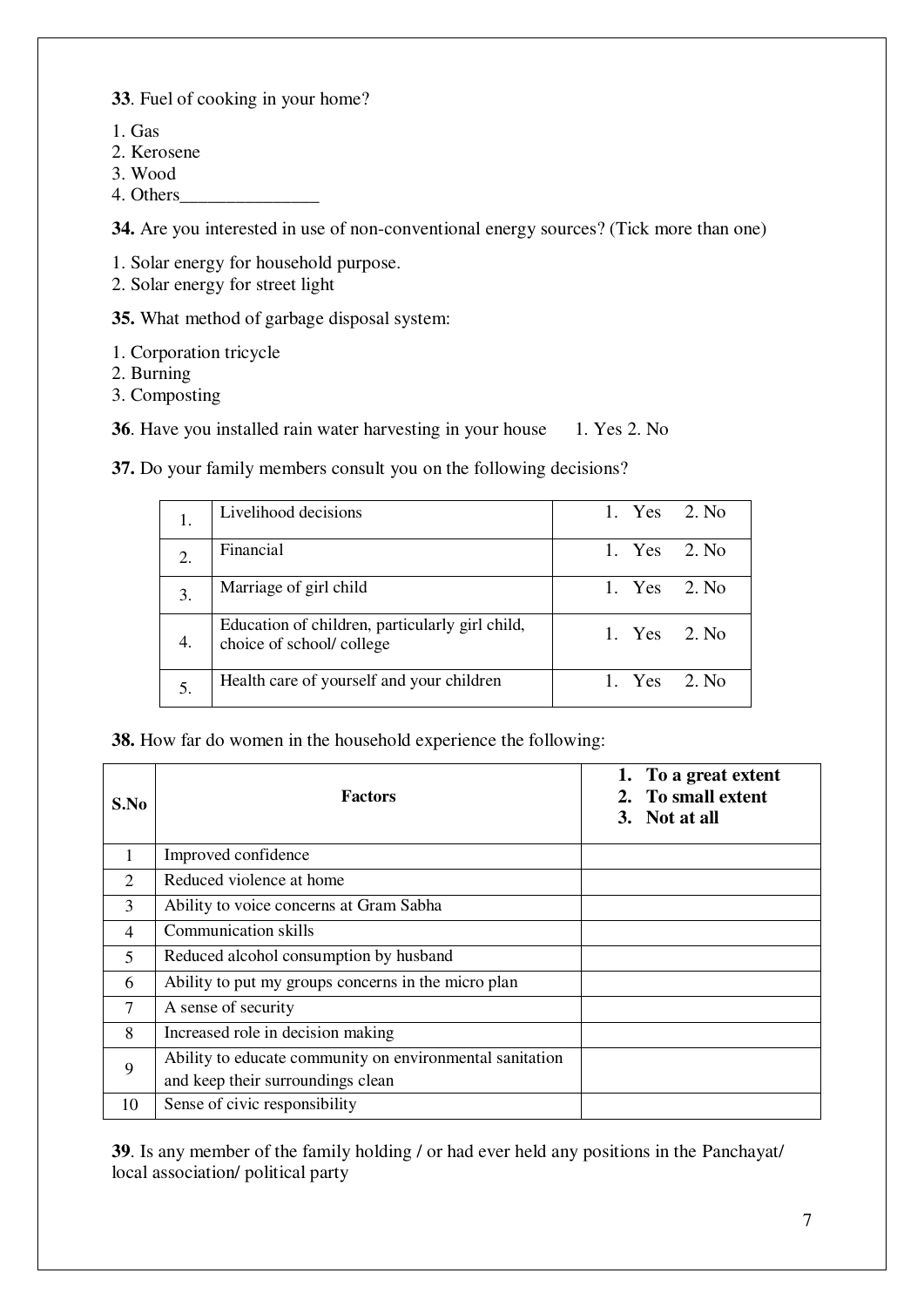**33**. Fuel of cooking in your home?

1. Gas
2. Kerosene
3. Wood
4. Others_______________

**34.** Are you interested in use of non-conventional energy sources? (Tick more than one)

1. Solar energy for household purpose.
2. Solar energy for street light

**35.** What method of garbage disposal system:

1. Corporation tricycle
2. Burning
3. Composting

**36**. Have you installed rain water harvesting in your house 1. Yes 2. No

**37.** Do your family members consult you on the following decisions?

| | | |
|---|---|---|
| 1. | Livelihood decisions | 1. Yes 2. No |
| 2. | Financial | 1. Yes 2. No |
| 3. | Marriage of girl child | 1. Yes 2. No |
| 4. | Education of children, particularly girl child, choice of school/ college | 1. Yes 2. No |
| 5. | Health care of yourself and your children | 1. Yes 2. No |

**38.** How far do women in the household experience the following:

| S.No | Factors | 1. To a great extent 2. To small extent 3. Not at all |
|---|---|---|
| 1 | Improved confidence | |
| 2 | Reduced violence at home | |
| 3 | Ability to voice concerns at Gram Sabha | |
| 4 | Communication skills | |
| 5 | Reduced alcohol consumption by husband | |
| 6 | Ability to put my groups concerns in the micro plan | |
| 7 | A sense of security | |
| 8 | Increased role in decision making | |
| 9 | Ability to educate community on environmental sanitation and keep their surroundings clean | |
| 10 | Sense of civic responsibility | |

**39**. Is any member of the family holding / or had ever held any positions in the Panchayat/ local association/ political party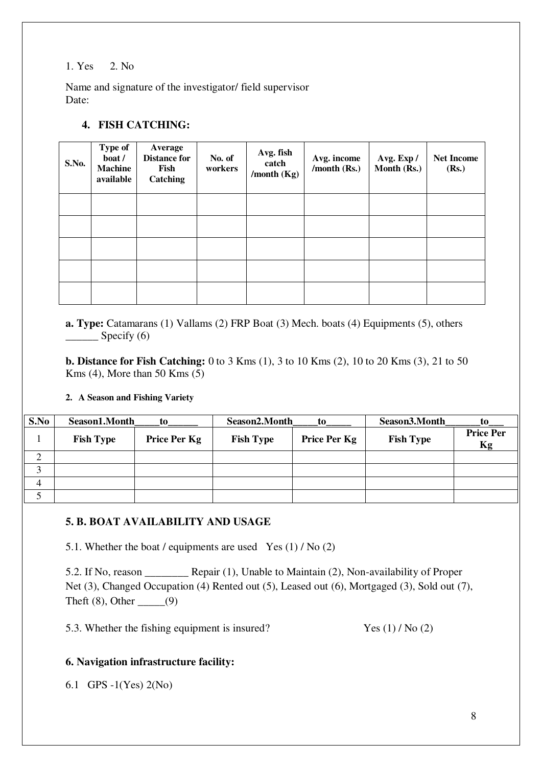1. Yes 2. No

Name and signature of the investigator/ field supervisor
Date:

### 4. FISH CATCHING:

| S.No. | Type of boat / Machine available | Average Distance for Fish Catching | No. of workers | Avg. fish catch /month (Kg) | Avg. income /month (Rs.) | Avg. Exp / Month (Rs.) | Net Income (Rs.) |
|---|---|---|---|---|---|---|---|
| | | | | | | | |
| | | | | | | | |
| | | | | | | | |
| | | | | | | | |
| | | | | | | | |

**a. Type:** Catamarans (1) Vallams (2) FRP Boat (3) Mech. boats (4) Equipments (5), others ______ Specify (6)

**b. Distance for Fish Catching:** 0 to 3 Kms (1), 3 to 10 Kms (2), 10 to 20 Kms (3), 21 to 50 Kms (4), More than 50 Kms (5)

#### 2. A Season and Fishing Variety

| S.No | Season1.Month_____to______ | | Season2.Month_____to_____ | | Season3.Month_______to___ | |
|---|---|---|---|---|---|---|
| 1 | Fish Type | Price Per Kg | Fish Type | Price Per Kg | Fish Type | Price Per Kg |
| 2 | | | | | | |
| 3 | | | | | | |
| 4 | | | | | | |
| 5 | | | | | | |

### 5. B. BOAT AVAILABILITY AND USAGE

5.1. Whether the boat / equipments are used Yes (1) / No (2)

5.2. If No, reason ________ Repair (1), Unable to Maintain (2), Non-availability of Proper Net (3), Changed Occupation (4) Rented out (5), Leased out (6), Mortgaged (3), Sold out (7), Theft (8), Other _____(9)

5.3. Whether the fishing equipment is insured? Yes (1) / No (2)

### 6. Navigation infrastructure facility:

6.1 GPS -1(Yes) 2(No)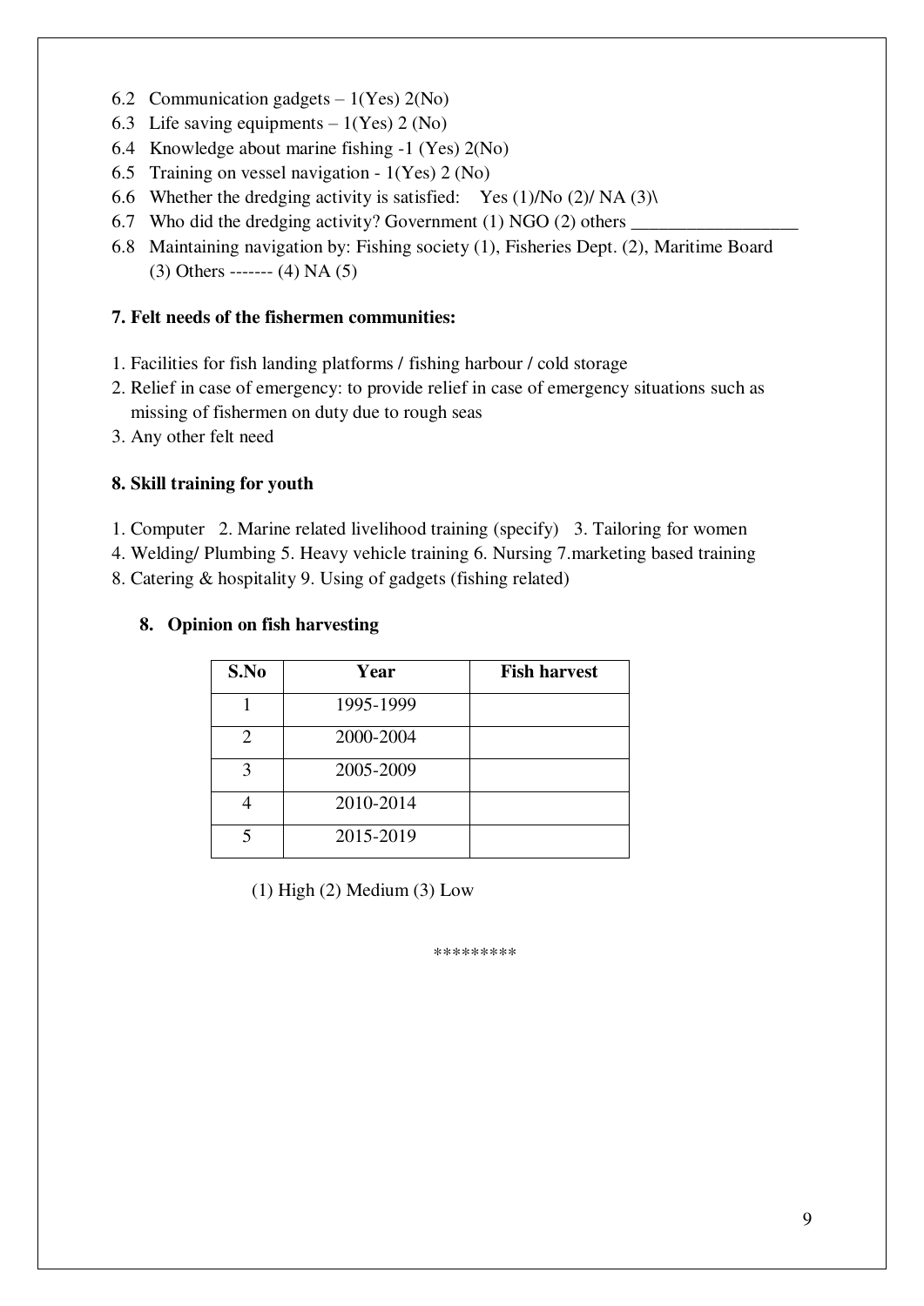6.2 Communication gadgets – 1(Yes) 2(No)
6.3 Life saving equipments – 1(Yes) 2 (No)
6.4 Knowledge about marine fishing -1 (Yes) 2(No)
6.5 Training on vessel navigation - 1(Yes) 2 (No)
6.6 Whether the dredging activity is satisfied: Yes (1)/No (2)/ NA (3)\
6.7 Who did the dredging activity? Government (1) NGO (2) others ___________________
6.8 Maintaining navigation by: Fishing society (1), Fisheries Dept. (2), Maritime Board (3) Others ------- (4) NA (5)

**7. Felt needs of the fishermen communities:**

1. Facilities for fish landing platforms / fishing harbour / cold storage
2. Relief in case of emergency: to provide relief in case of emergency situations such as missing of fishermen on duty due to rough seas
3. Any other felt need

**8. Skill training for youth**

1. Computer 2. Marine related livelihood training (specify) 3. Tailoring for women
4. Welding/ Plumbing 5. Heavy vehicle training 6. Nursing 7.marketing based training
8. Catering & hospitality 9. Using of gadgets (fishing related)

**8. Opinion on fish harvesting**

| S.No | Year | Fish harvest |
|---|---|---|
| 1 | 1995-1999 | |
| 2 | 2000-2004 | |
| 3 | 2005-2009 | |
| 4 | 2010-2014 | |
| 5 | 2015-2019 | |

(1) High (2) Medium (3) Low

*********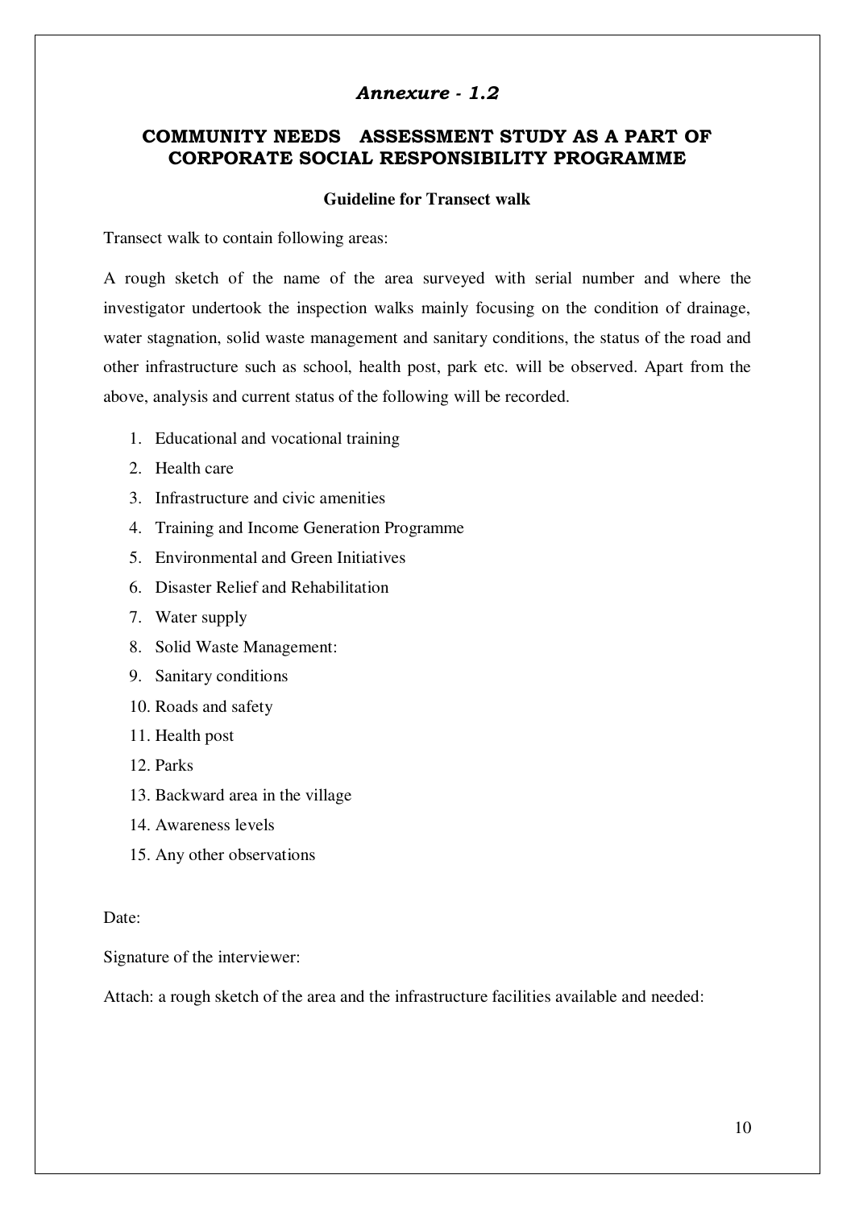*Annexure - 1.2*

## COMMUNITY NEEDS ASSESSMENT STUDY AS A PART OF CORPORATE SOCIAL RESPONSIBILITY PROGRAMME

### Guideline for Transect walk

Transect walk to contain following areas:

A rough sketch of the name of the area surveyed with serial number and where the investigator undertook the inspection walks mainly focusing on the condition of drainage, water stagnation, solid waste management and sanitary conditions, the status of the road and other infrastructure such as school, health post, park etc. will be observed. Apart from the above, analysis and current status of the following will be recorded.

1. Educational and vocational training
2. Health care
3. Infrastructure and civic amenities
4. Training and Income Generation Programme
5. Environmental and Green Initiatives
6. Disaster Relief and Rehabilitation
7. Water supply
8. Solid Waste Management:
9. Sanitary conditions
10. Roads and safety
11. Health post
12. Parks
13. Backward area in the village
14. Awareness levels
15. Any other observations

Date:

Signature of the interviewer:

Attach: a rough sketch of the area and the infrastructure facilities available and needed: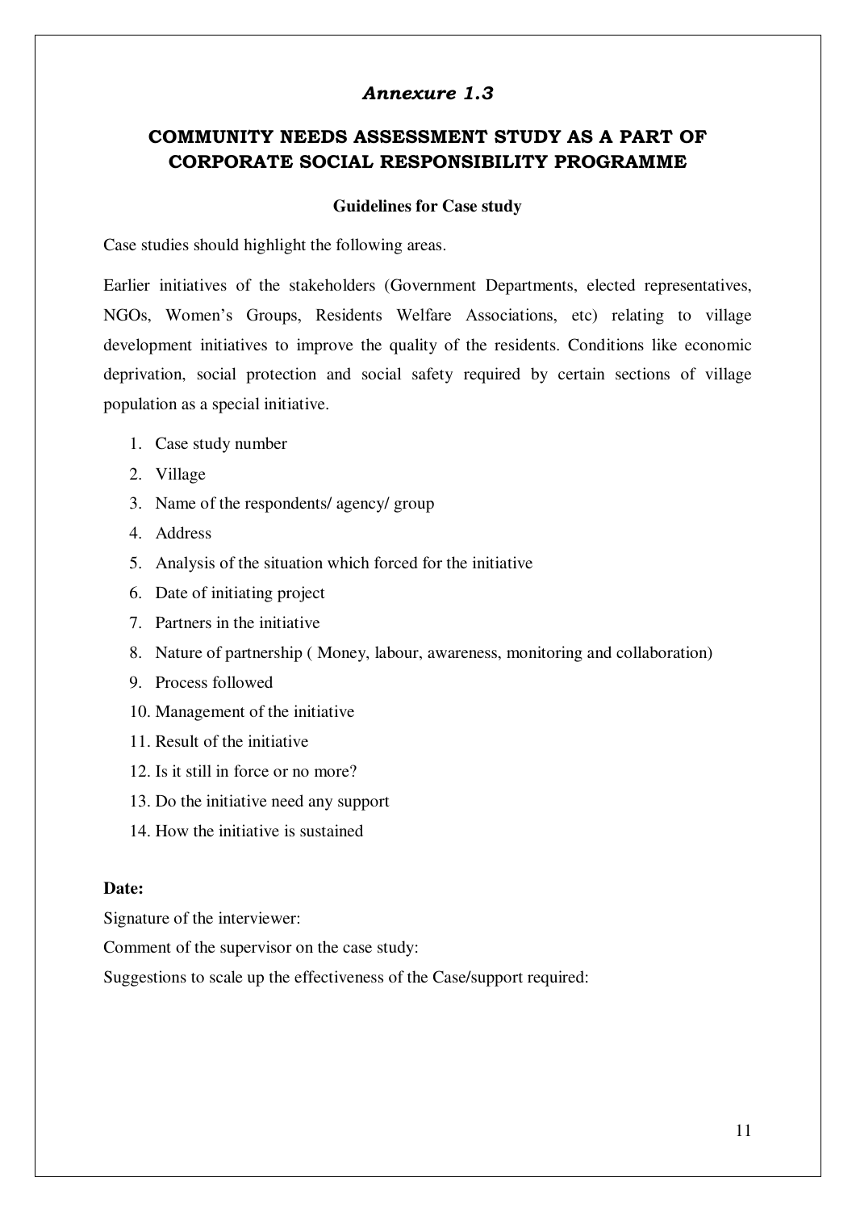*Annexure 1.3*

# COMMUNITY NEEDS ASSESSMENT STUDY AS A PART OF CORPORATE SOCIAL RESPONSIBILITY PROGRAMME

### Guidelines for Case study

Case studies should highlight the following areas.

Earlier initiatives of the stakeholders (Government Departments, elected representatives, NGOs, Women's Groups, Residents Welfare Associations, etc) relating to village development initiatives to improve the quality of the residents. Conditions like economic deprivation, social protection and social safety required by certain sections of village population as a special initiative.

1. Case study number
2. Village
3. Name of the respondents/ agency/ group
4. Address
5. Analysis of the situation which forced for the initiative
6. Date of initiating project
7. Partners in the initiative
8. Nature of partnership ( Money, labour, awareness, monitoring and collaboration)
9. Process followed
10. Management of the initiative
11. Result of the initiative
12. Is it still in force or no more?
13. Do the initiative need any support
14. How the initiative is sustained

**Date:**

Signature of the interviewer:

Comment of the supervisor on the case study:

Suggestions to scale up the effectiveness of the Case/support required: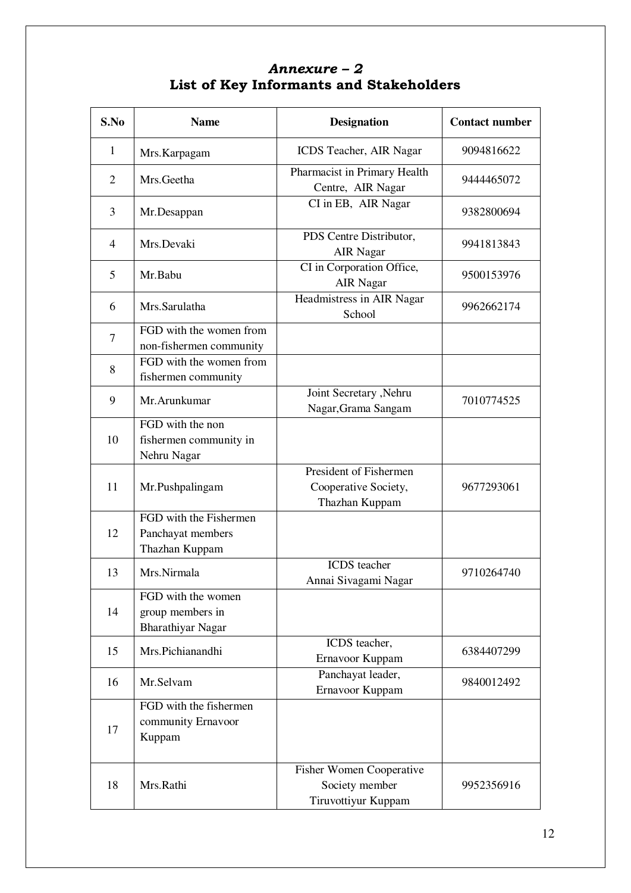## *Annexure – 2*
## List of Key Informants and Stakeholders

| S.No | Name | Designation | Contact number |
|---|---|---|---|
| 1 | Mrs.Karpagam | ICDS Teacher, AIR Nagar | 9094816622 |
| 2 | Mrs.Geetha | Pharmacist in Primary Health Centre, AIR Nagar | 9444465072 |
| 3 | Mr.Desappan | CI in EB, AIR Nagar | 9382800694 |
| 4 | Mrs.Devaki | PDS Centre Distributor, AIR Nagar | 9941813843 |
| 5 | Mr.Babu | CI in Corporation Office, AIR Nagar | 9500153976 |
| 6 | Mrs.Sarulatha | Headmistress in AIR Nagar School | 9962662174 |
| 7 | FGD with the women from non-fishermen community | | |
| 8 | FGD with the women from fishermen community | | |
| 9 | Mr.Arunkumar | Joint Secretary ,Nehru Nagar,Grama Sangam | 7010774525 |
| 10 | FGD with the non fishermen community in Nehru Nagar | | |
| 11 | Mr.Pushpalingam | President of Fishermen Cooperative Society, Thazhan Kuppam | 9677293061 |
| 12 | FGD with the Fishermen Panchayat members Thazhan Kuppam | | |
| 13 | Mrs.Nirmala | ICDS teacher Annai Sivagami Nagar | 9710264740 |
| 14 | FGD with the women group members in Bharathiyar Nagar | | |
| 15 | Mrs.Pichianandhi | ICDS teacher, Ernavoor Kuppam | 6384407299 |
| 16 | Mr.Selvam | Panchayat leader, Ernavoor Kuppam | 9840012492 |
| 17 | FGD with the fishermen community Ernavoor Kuppam | | |
| 18 | Mrs.Rathi | Fisher Women Cooperative Society member Tiruvottiyur Kuppam | 9952356916 |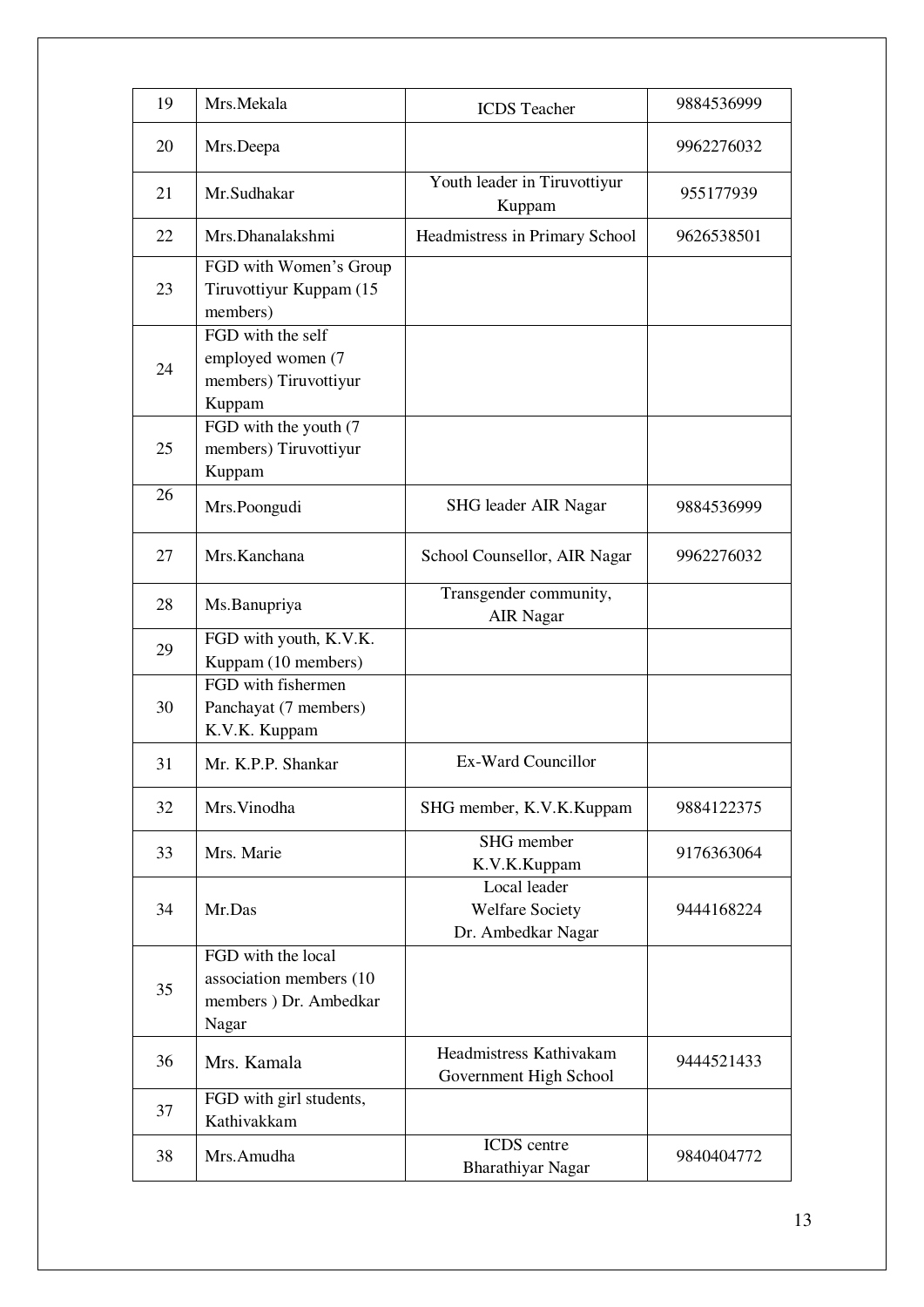| 19 | Mrs.Mekala | ICDS Teacher | 9884536999 |
|---|---|---|---|
| 20 | Mrs.Deepa | | 9962276032 |
| 21 | Mr.Sudhakar | Youth leader in Tiruvottiyur Kuppam | 955177939 |
| 22 | Mrs.Dhanalakshmi | Headmistress in Primary School | 9626538501 |
| 23 | FGD with Women's Group Tiruvottiyur Kuppam (15 members) | | |
| 24 | FGD with the self employed women (7 members) Tiruvottiyur Kuppam | | |
| 25 | FGD with the youth (7 members) Tiruvottiyur Kuppam | | |
| 26 | Mrs.Poongudi | SHG leader AIR Nagar | 9884536999 |
| 27 | Mrs.Kanchana | School Counsellor, AIR Nagar | 9962276032 |
| 28 | Ms.Banupriya | Transgender community, AIR Nagar | |
| 29 | FGD with youth, K.V.K. Kuppam (10 members) | | |
| 30 | FGD with fishermen Panchayat (7 members) K.V.K. Kuppam | | |
| 31 | Mr. K.P.P. Shankar | Ex-Ward Councillor | |
| 32 | Mrs.Vinodha | SHG member, K.V.K.Kuppam | 9884122375 |
| 33 | Mrs. Marie | SHG member K.V.K.Kuppam | 9176363064 |
| 34 | Mr.Das | Local leader Welfare Society Dr. Ambedkar Nagar | 9444168224 |
| 35 | FGD with the local association members (10 members ) Dr. Ambedkar Nagar | | |
| 36 | Mrs. Kamala | Headmistress Kathivakam Government High School | 9444521433 |
| 37 | FGD with girl students, Kathivakkam | | |
| 38 | Mrs.Amudha | ICDS centre Bharathiyar Nagar | 9840404772 |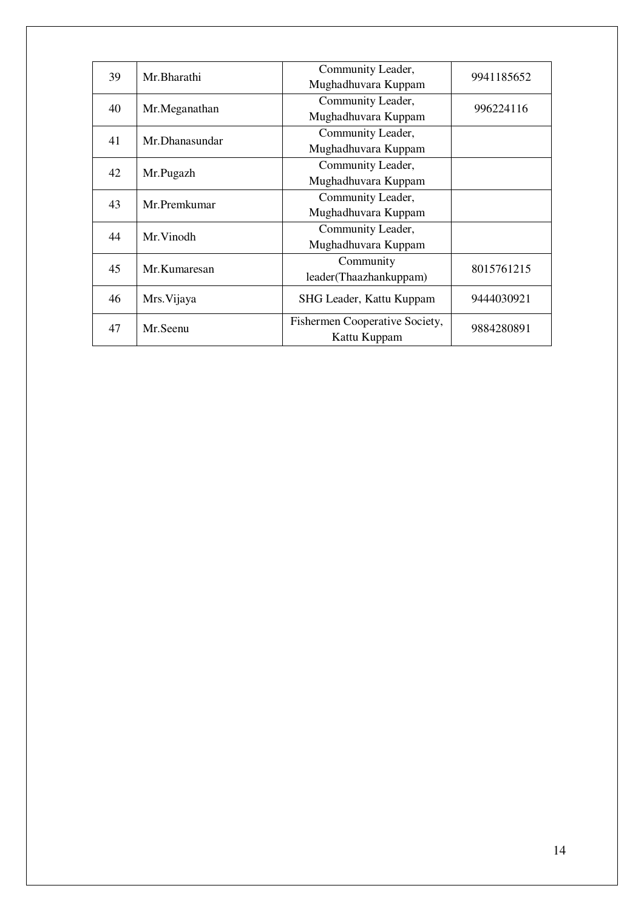| 39 | Mr.Bharathi | Community Leader, Mughadhuvara Kuppam | 9941185652 |
|---|---|---|---|
| 40 | Mr.Meganathan | Community Leader, Mughadhuvara Kuppam | 996224116 |
| 41 | Mr.Dhanasundar | Community Leader, Mughadhuvara Kuppam | |
| 42 | Mr.Pugazh | Community Leader, Mughadhuvara Kuppam | |
| 43 | Mr.Premkumar | Community Leader, Mughadhuvara Kuppam | |
| 44 | Mr.Vinodh | Community Leader, Mughadhuvara Kuppam | |
| 45 | Mr.Kumaresan | Community leader(Thaazhankuppam) | 8015761215 |
| 46 | Mrs.Vijaya | SHG Leader, Kattu Kuppam | 9444030921 |
| 47 | Mr.Seenu | Fishermen Cooperative Society, Kattu Kuppam | 9884280891 |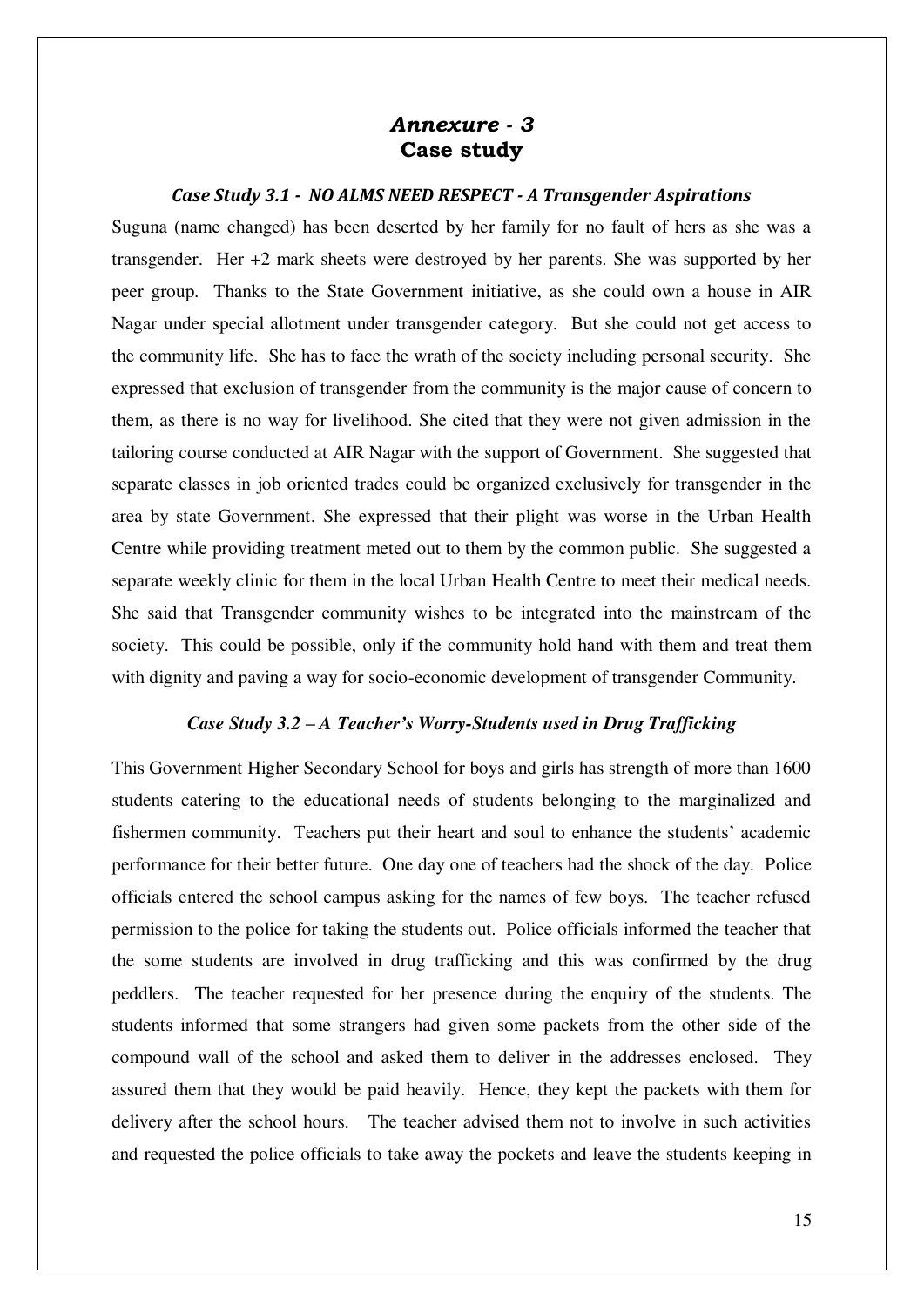# *Annexure - 3*
# Case study

### *Case Study 3.1 - NO ALMS NEED RESPECT - A Transgender Aspirations*

Suguna (name changed) has been deserted by her family for no fault of hers as she was a transgender. Her +2 mark sheets were destroyed by her parents. She was supported by her peer group. Thanks to the State Government initiative, as she could own a house in AIR Nagar under special allotment under transgender category. But she could not get access to the community life. She has to face the wrath of the society including personal security. She expressed that exclusion of transgender from the community is the major cause of concern to them, as there is no way for livelihood. She cited that they were not given admission in the tailoring course conducted at AIR Nagar with the support of Government. She suggested that separate classes in job oriented trades could be organized exclusively for transgender in the area by state Government. She expressed that their plight was worse in the Urban Health Centre while providing treatment meted out to them by the common public. She suggested a separate weekly clinic for them in the local Urban Health Centre to meet their medical needs. She said that Transgender community wishes to be integrated into the mainstream of the society. This could be possible, only if the community hold hand with them and treat them with dignity and paving a way for socio-economic development of transgender Community.

### *Case Study 3.2 – A Teacher's Worry-Students used in Drug Trafficking*

This Government Higher Secondary School for boys and girls has strength of more than 1600 students catering to the educational needs of students belonging to the marginalized and fishermen community. Teachers put their heart and soul to enhance the students' academic performance for their better future. One day one of teachers had the shock of the day. Police officials entered the school campus asking for the names of few boys. The teacher refused permission to the police for taking the students out. Police officials informed the teacher that the some students are involved in drug trafficking and this was confirmed by the drug peddlers. The teacher requested for her presence during the enquiry of the students. The students informed that some strangers had given some packets from the other side of the compound wall of the school and asked them to deliver in the addresses enclosed. They assured them that they would be paid heavily. Hence, they kept the packets with them for delivery after the school hours. The teacher advised them not to involve in such activities and requested the police officials to take away the pockets and leave the students keeping in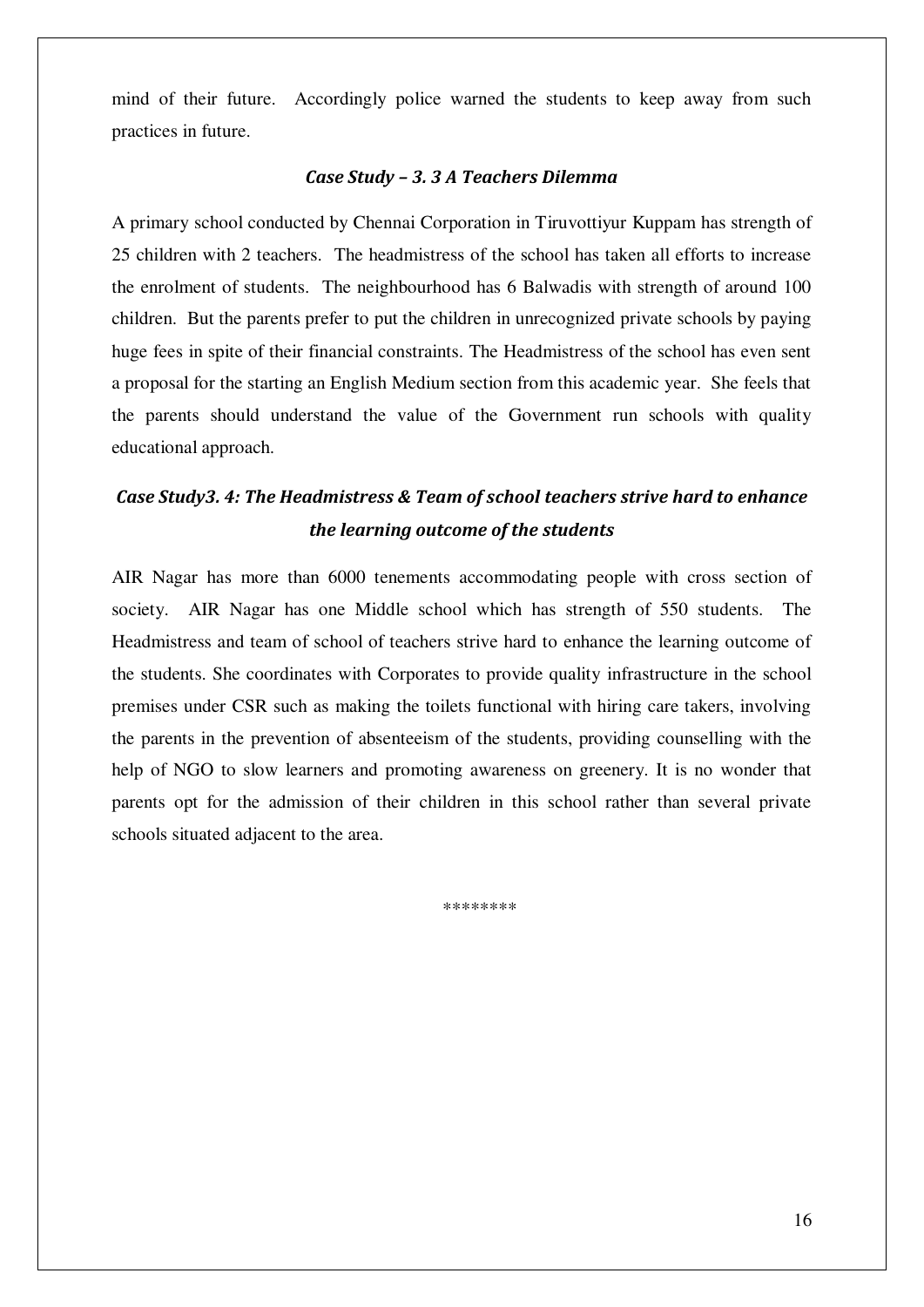mind of their future. Accordingly police warned the students to keep away from such practices in future.

### *Case Study – 3. 3 A Teachers Dilemma*

A primary school conducted by Chennai Corporation in Tiruvottiyur Kuppam has strength of 25 children with 2 teachers. The headmistress of the school has taken all efforts to increase the enrolment of students. The neighbourhood has 6 Balwadis with strength of around 100 children. But the parents prefer to put the children in unrecognized private schools by paying huge fees in spite of their financial constraints. The Headmistress of the school has even sent a proposal for the starting an English Medium section from this academic year. She feels that the parents should understand the value of the Government run schools with quality educational approach.

### *Case Study3. 4: The Headmistress & Team of school teachers strive hard to enhance the learning outcome of the students*

AIR Nagar has more than 6000 tenements accommodating people with cross section of society. AIR Nagar has one Middle school which has strength of 550 students. The Headmistress and team of school of teachers strive hard to enhance the learning outcome of the students. She coordinates with Corporates to provide quality infrastructure in the school premises under CSR such as making the toilets functional with hiring care takers, involving the parents in the prevention of absenteeism of the students, providing counselling with the help of NGO to slow learners and promoting awareness on greenery. It is no wonder that parents opt for the admission of their children in this school rather than several private schools situated adjacent to the area.

********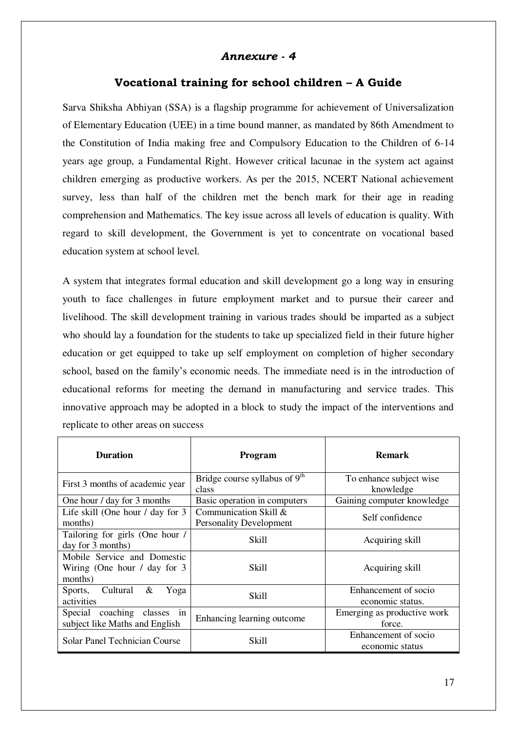*Annexure - 4*

## Vocational training for school children – A Guide

Sarva Shiksha Abhiyan (SSA) is a flagship programme for achievement of Universalization of Elementary Education (UEE) in a time bound manner, as mandated by 86th Amendment to the Constitution of India making free and Compulsory Education to the Children of 6-14 years age group, a Fundamental Right. However critical lacunae in the system act against children emerging as productive workers. As per the 2015, NCERT National achievement survey, less than half of the children met the bench mark for their age in reading comprehension and Mathematics. The key issue across all levels of education is quality. With regard to skill development, the Government is yet to concentrate on vocational based education system at school level.

A system that integrates formal education and skill development go a long way in ensuring youth to face challenges in future employment market and to pursue their career and livelihood. The skill development training in various trades should be imparted as a subject who should lay a foundation for the students to take up specialized field in their future higher education or get equipped to take up self employment on completion of higher secondary school, based on the family's economic needs. The immediate need is in the introduction of educational reforms for meeting the demand in manufacturing and service trades. This innovative approach may be adopted in a block to study the impact of the interventions and replicate to other areas on success

| Duration | Program | Remark |
|---|---|---|
| First 3 months of academic year | Bridge course syllabus of 9th class | To enhance subject wise knowledge |
| One hour / day for 3 months | Basic operation in computers | Gaining computer knowledge |
| Life skill (One hour / day for 3 months) | Communication Skill & Personality Development | Self confidence |
| Tailoring for girls (One hour / day for 3 months) | Skill | Acquiring skill |
| Mobile Service and Domestic Wiring (One hour / day for 3 months) | Skill | Acquiring skill |
| Sports, Cultural & Yoga activities | Skill | Enhancement of socio economic status. |
| Special coaching classes in subject like Maths and English | Enhancing learning outcome | Emerging as productive work force. |
| Solar Panel Technician Course | Skill | Enhancement of socio economic status |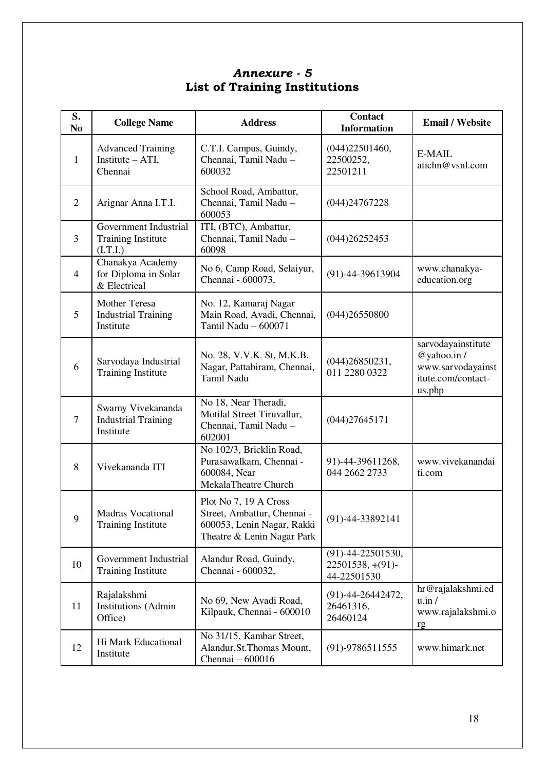## *Annexure - 5*
## List of Training Institutions

| S. No | College Name | Address | Contact Information | Email / Website |
|---|---|---|---|---|
| 1 | Advanced Training Institute – ATI, Chennai | C.T.I. Campus, Guindy, Chennai, Tamil Nadu – 600032 | (044)22501460, 22500252, 22501211 | E-MAIL atichn@vsnl.com |
| 2 | Arignar Anna I.T.I. | School Road, Ambattur, Chennai, Tamil Nadu – 600053 | (044)24767228 | |
| 3 | Government Industrial Training Institute (I.T.I.) | ITI, (BTC), Ambattur, Chennai, Tamil Nadu – 60098 | (044)26252453 | |
| 4 | Chanakya Academy for Diploma in Solar & Electrical | No 6, Camp Road, Selaiyur, Chennai - 600073, | (91)-44-39613904 | www.chanakya-education.org |
| 5 | Mother Teresa Industrial Training Institute | No. 12, Kamaraj Nagar Main Road, Avadi, Chennai, Tamil Nadu – 600071 | (044)26550800 | |
| 6 | Sarvodaya Industrial Training Institute | No. 28, V.V.K. St, M.K.B. Nagar, Pattabiram, Chennai, Tamil Nadu | (044)26850231, 011 2280 0322 | sarvodayainstitute@yahoo.in / www.sarvodayainstitute.com/contact-us.php |
| 7 | Swamy Vivekananda Industrial Training Institute | No 18, Near Theradi, Motilal Street Tiruvallur, Chennai, Tamil Nadu – 602001 | (044)27645171 | |
| 8 | Vivekananda ITI | No 102/3, Bricklin Road, Purasawalkam, Chennai - 600084, Near MekalaTheatre Church | 91)-44-39611268, 044 2662 2733 | www.vivekanandaiti.com |
| 9 | Madras Vocational Training Institute | Plot No 7, 19 A Cross Street, Ambattur, Chennai - 600053, Lenin Nagar, Rakki Theatre & Lenin Nagar Park | (91)-44-33892141 | |
| 10 | Government Industrial Training Institute | Alandur Road, Guindy, Chennai - 600032, | (91)-44-22501530, 22501538, +(91)-44-22501530 | |
| 11 | Rajalakshmi Institutions (Admin Office) | No 69, New Avadi Road, Kilpauk, Chennai - 600010 | (91)-44-26442472, 26461316, 26460124 | hr@rajalakshmi.edu.in / www.rajalakshmi.org |
| 12 | Hi Mark Educational Institute | No 31/15, Kambar Street, Alandur,St.Thomas Mount, Chennai – 600016 | (91)-9786511555 | www.himark.net |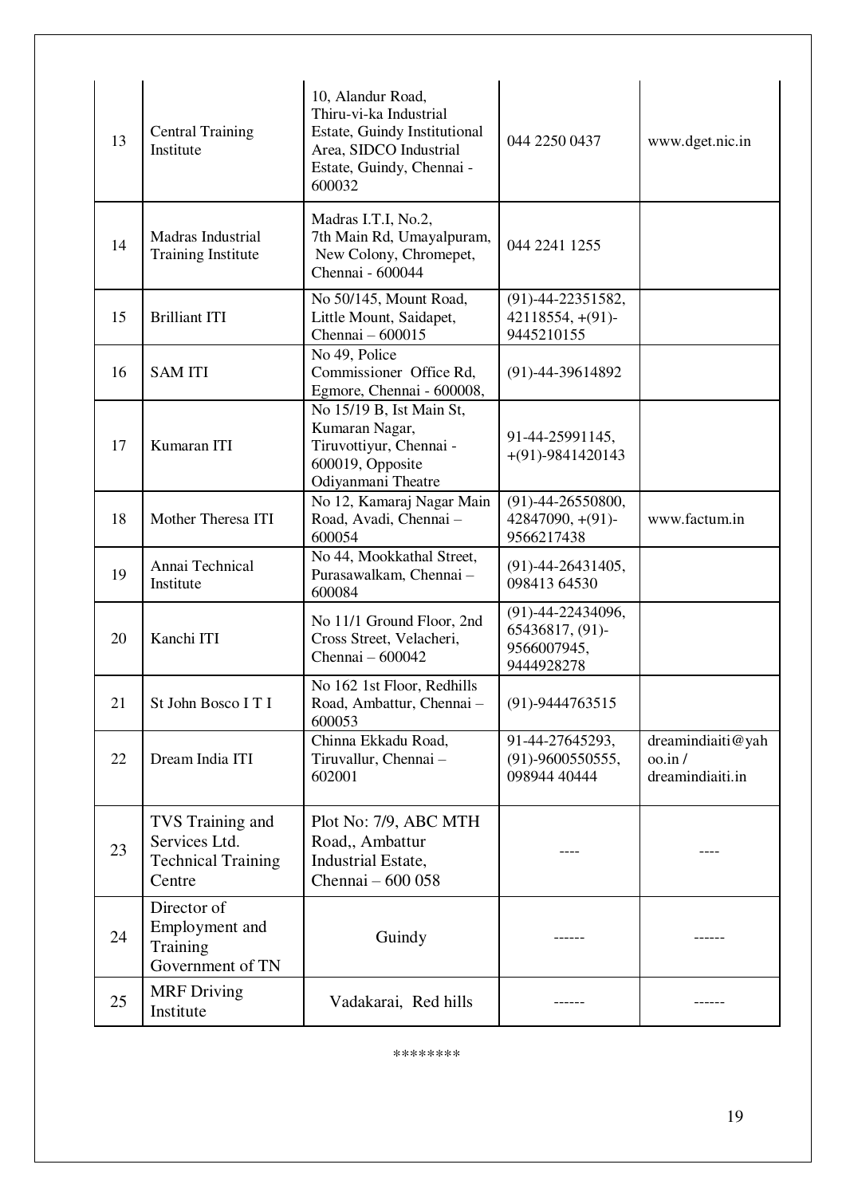| 13 | Central Training Institute | 10, Alandur Road, Thiru-vi-ka Industrial Estate, Guindy Institutional Area, SIDCO Industrial Estate, Guindy, Chennai - 600032 | 044 2250 0437 | www.dget.nic.in |
|---|---|---|---|---|
| 14 | Madras Industrial Training Institute | Madras I.T.I, No.2, 7th Main Rd, Umayalpuram, New Colony, Chromepet, Chennai - 600044 | 044 2241 1255 | |
| 15 | Brilliant ITI | No 50/145, Mount Road, Little Mount, Saidapet, Chennai – 600015 | (91)-44-22351582, 42118554, +(91)-9445210155 | |
| 16 | SAM ITI | No 49, Police Commissioner Office Rd, Egmore, Chennai - 600008, | (91)-44-39614892 | |
| 17 | Kumaran ITI | No 15/19 B, Ist Main St, Kumaran Nagar, Tiruvottiyur, Chennai - 600019, Opposite Odiyanmani Theatre | 91-44-25991145, +(91)-9841420143 | |
| 18 | Mother Theresa ITI | No 12, Kamaraj Nagar Main Road, Avadi, Chennai – 600054 | (91)-44-26550800, 42847090, +(91)-9566217438 | www.factum.in |
| 19 | Annai Technical Institute | No 44, Mookkathal Street, Purasawalkam, Chennai – 600084 | (91)-44-26431405, 098413 64530 | |
| 20 | Kanchi ITI | No 11/1 Ground Floor, 2nd Cross Street, Velacheri, Chennai – 600042 | (91)-44-22434096, 65436817, (91)-9566007945, 9444928278 | |
| 21 | St John Bosco I T I | No 162 1st Floor, Redhills Road, Ambattur, Chennai – 600053 | (91)-9444763515 | |
| 22 | Dream India ITI | Chinna Ekkadu Road, Tiruvallur, Chennai – 602001 | 91-44-27645293, (91)-9600550555, 098944 40444 | dreamindiaiti@yahoo.in / dreamindiaiti.in |
| 23 | TVS Training and Services Ltd. Technical Training Centre | Plot No: 7/9, ABC MTH Road,, Ambattur Industrial Estate, Chennai – 600 058 | ---- | ---- |
| 24 | Director of Employment and Training Government of TN | Guindy | ------ | ------ |
| 25 | MRF Driving Institute | Vadakarai, Red hills | ------ | ------ |

********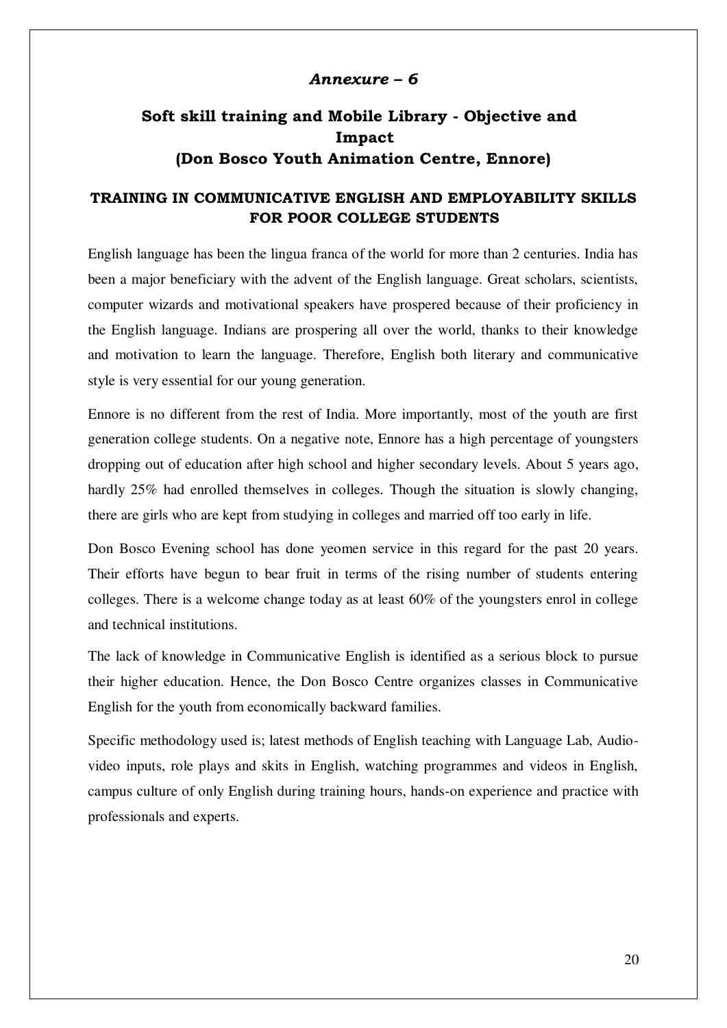*Annexure – 6*

# Soft skill training and Mobile Library - Objective and Impact (Don Bosco Youth Animation Centre, Ennore)

## TRAINING IN COMMUNICATIVE ENGLISH AND EMPLOYABILITY SKILLS FOR POOR COLLEGE STUDENTS

English language has been the lingua franca of the world for more than 2 centuries. India has been a major beneficiary with the advent of the English language. Great scholars, scientists, computer wizards and motivational speakers have prospered because of their proficiency in the English language. Indians are prospering all over the world, thanks to their knowledge and motivation to learn the language. Therefore, English both literary and communicative style is very essential for our young generation.

Ennore is no different from the rest of India. More importantly, most of the youth are first generation college students. On a negative note, Ennore has a high percentage of youngsters dropping out of education after high school and higher secondary levels. About 5 years ago, hardly 25% had enrolled themselves in colleges. Though the situation is slowly changing, there are girls who are kept from studying in colleges and married off too early in life.

Don Bosco Evening school has done yeomen service in this regard for the past 20 years. Their efforts have begun to bear fruit in terms of the rising number of students entering colleges. There is a welcome change today as at least 60% of the youngsters enrol in college and technical institutions.

The lack of knowledge in Communicative English is identified as a serious block to pursue their higher education. Hence, the Don Bosco Centre organizes classes in Communicative English for the youth from economically backward families.

Specific methodology used is; latest methods of English teaching with Language Lab, Audio-video inputs, role plays and skits in English, watching programmes and videos in English, campus culture of only English during training hours, hands-on experience and practice with professionals and experts.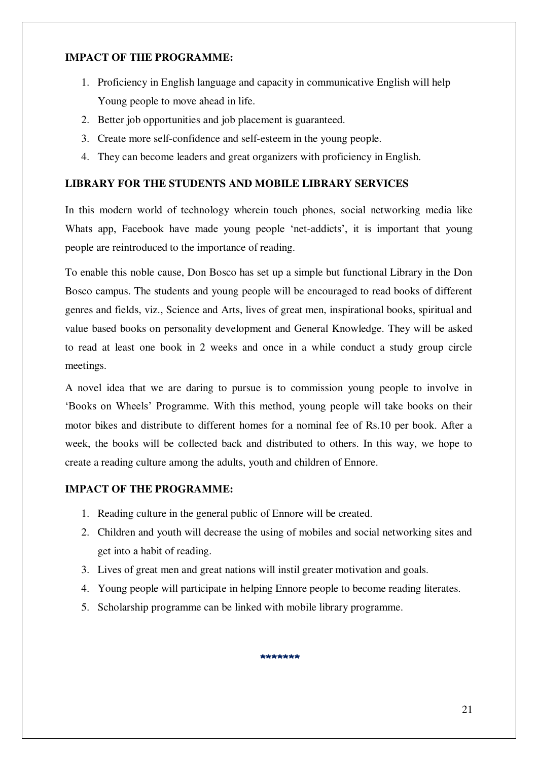**IMPACT OF THE PROGRAMME:**

1. Proficiency in English language and capacity in communicative English will help Young people to move ahead in life.
2. Better job opportunities and job placement is guaranteed.
3. Create more self-confidence and self-esteem in the young people.
4. They can become leaders and great organizers with proficiency in English.

**LIBRARY FOR THE STUDENTS AND MOBILE LIBRARY SERVICES**

In this modern world of technology wherein touch phones, social networking media like Whats app, Facebook have made young people 'net-addicts', it is important that young people are reintroduced to the importance of reading.

To enable this noble cause, Don Bosco has set up a simple but functional Library in the Don Bosco campus. The students and young people will be encouraged to read books of different genres and fields, viz., Science and Arts, lives of great men, inspirational books, spiritual and value based books on personality development and General Knowledge. They will be asked to read at least one book in 2 weeks and once in a while conduct a study group circle meetings.

A novel idea that we are daring to pursue is to commission young people to involve in 'Books on Wheels' Programme. With this method, young people will take books on their motor bikes and distribute to different homes for a nominal fee of Rs.10 per book. After a week, the books will be collected back and distributed to others. In this way, we hope to create a reading culture among the adults, youth and children of Ennore.

**IMPACT OF THE PROGRAMME:**

1. Reading culture in the general public of Ennore will be created.
2. Children and youth will decrease the using of mobiles and social networking sites and get into a habit of reading.
3. Lives of great men and great nations will instil greater motivation and goals.
4. Young people will participate in helping Ennore people to become reading literates.
5. Scholarship programme can be linked with mobile library programme.

*******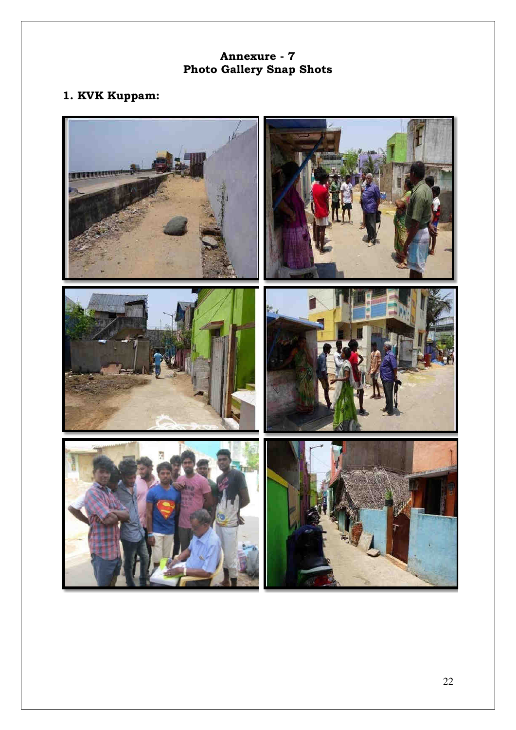# Annexure - 7
# Photo Gallery Snap Shots

## 1. KVK Kuppam: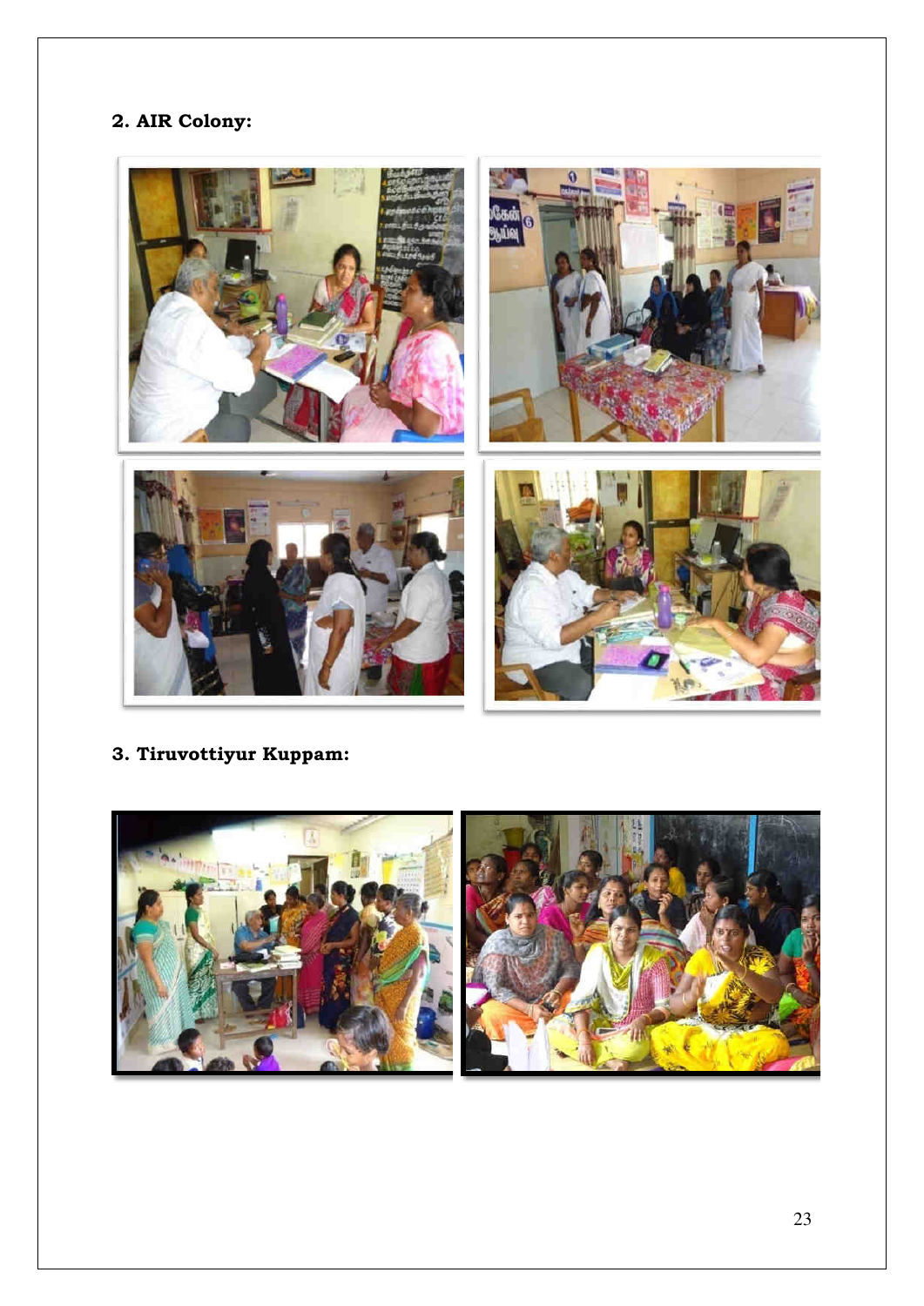## 2. AIR Colony:

## 3. Tiruvottiyur Kuppam: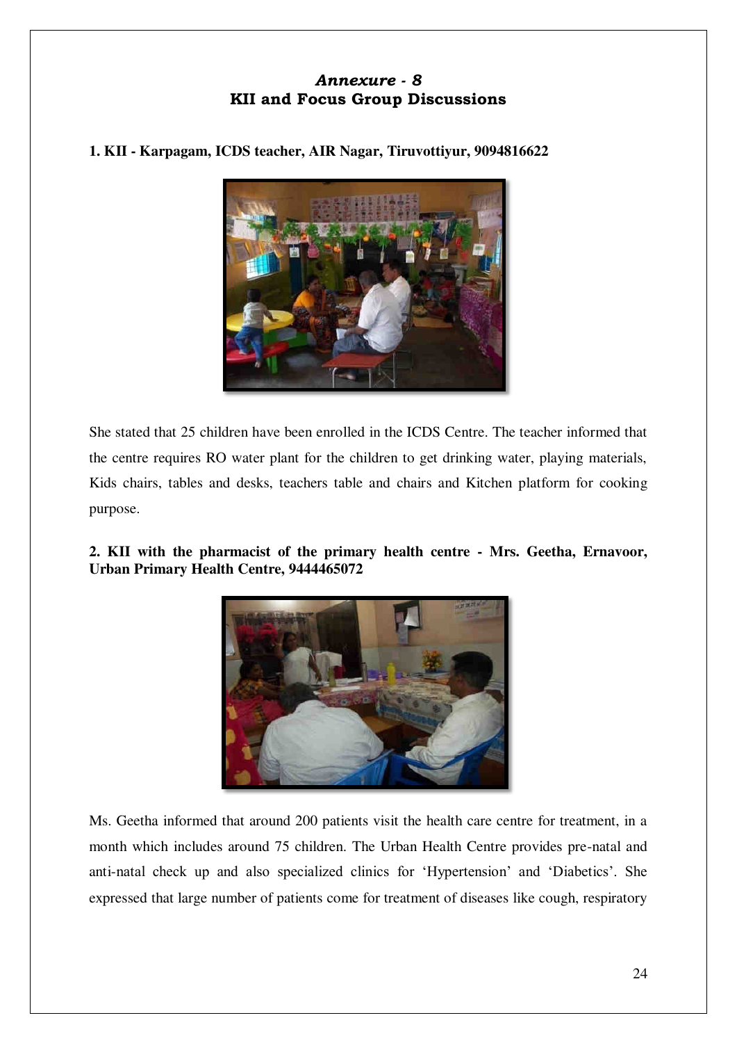## *Annexure - 8*
## KII and Focus Group Discussions

**1. KII - Karpagam, ICDS teacher, AIR Nagar, Tiruvottiyur, 9094816622**

She stated that 25 children have been enrolled in the ICDS Centre. The teacher informed that the centre requires RO water plant for the children to get drinking water, playing materials, Kids chairs, tables and desks, teachers table and chairs and Kitchen platform for cooking purpose.

**2. KII with the pharmacist of the primary health centre - Mrs. Geetha, Ernavoor, Urban Primary Health Centre, 9444465072**

Ms. Geetha informed that around 200 patients visit the health care centre for treatment, in a month which includes around 75 children. The Urban Health Centre provides pre-natal and anti-natal check up and also specialized clinics for 'Hypertension' and 'Diabetics'. She expressed that large number of patients come for treatment of diseases like cough, respiratory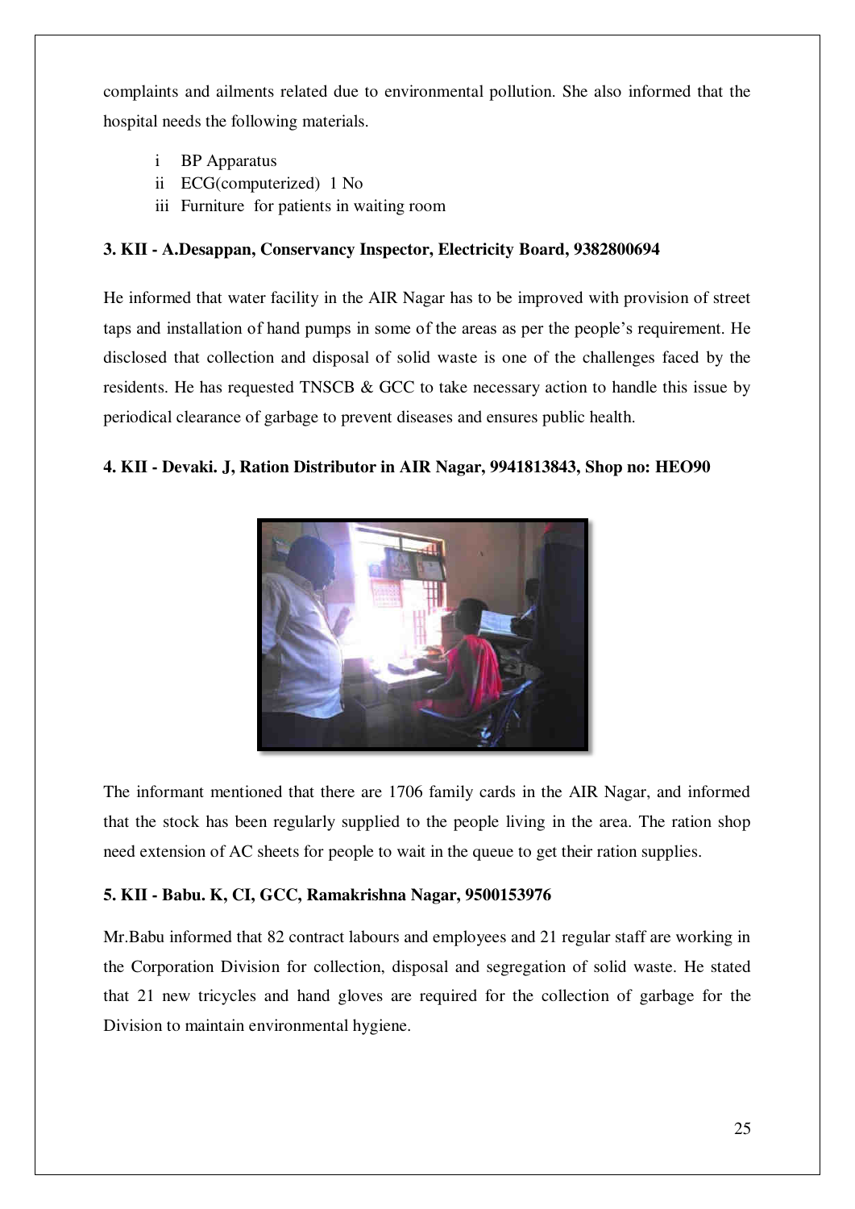complaints and ailments related due to environmental pollution. She also informed that the hospital needs the following materials.

- i BP Apparatus
- ii ECG(computerized) 1 No
- iii Furniture for patients in waiting room

**3. KII - A.Desappan, Conservancy Inspector, Electricity Board, 9382800694**

He informed that water facility in the AIR Nagar has to be improved with provision of street taps and installation of hand pumps in some of the areas as per the people's requirement. He disclosed that collection and disposal of solid waste is one of the challenges faced by the residents. He has requested TNSCB & GCC to take necessary action to handle this issue by periodical clearance of garbage to prevent diseases and ensures public health.

**4. KII - Devaki. J, Ration Distributor in AIR Nagar, 9941813843, Shop no: HEO90**

The informant mentioned that there are 1706 family cards in the AIR Nagar, and informed that the stock has been regularly supplied to the people living in the area. The ration shop need extension of AC sheets for people to wait in the queue to get their ration supplies.

**5. KII - Babu. K, CI, GCC, Ramakrishna Nagar, 9500153976**

Mr.Babu informed that 82 contract labours and employees and 21 regular staff are working in the Corporation Division for collection, disposal and segregation of solid waste. He stated that 21 new tricycles and hand gloves are required for the collection of garbage for the Division to maintain environmental hygiene.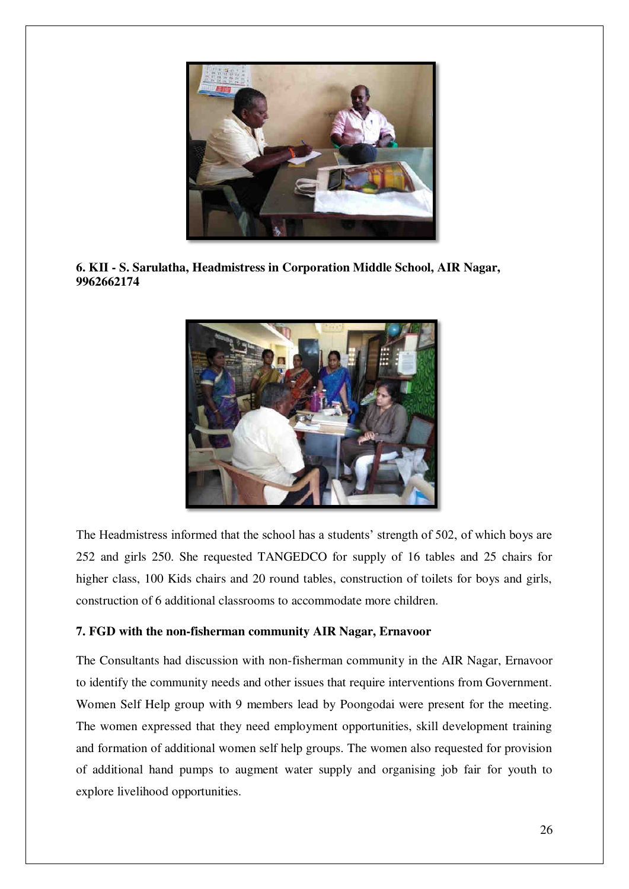**6. KII - S. Sarulatha, Headmistress in Corporation Middle School, AIR Nagar, 9962662174**

The Headmistress informed that the school has a students' strength of 502, of which boys are 252 and girls 250. She requested TANGEDCO for supply of 16 tables and 25 chairs for higher class, 100 Kids chairs and 20 round tables, construction of toilets for boys and girls, construction of 6 additional classrooms to accommodate more children.

**7. FGD with the non-fisherman community AIR Nagar, Ernavoor**

The Consultants had discussion with non-fisherman community in the AIR Nagar, Ernavoor to identify the community needs and other issues that require interventions from Government. Women Self Help group with 9 members lead by Poongodai were present for the meeting. The women expressed that they need employment opportunities, skill development training and formation of additional women self help groups. The women also requested for provision of additional hand pumps to augment water supply and organising job fair for youth to explore livelihood opportunities.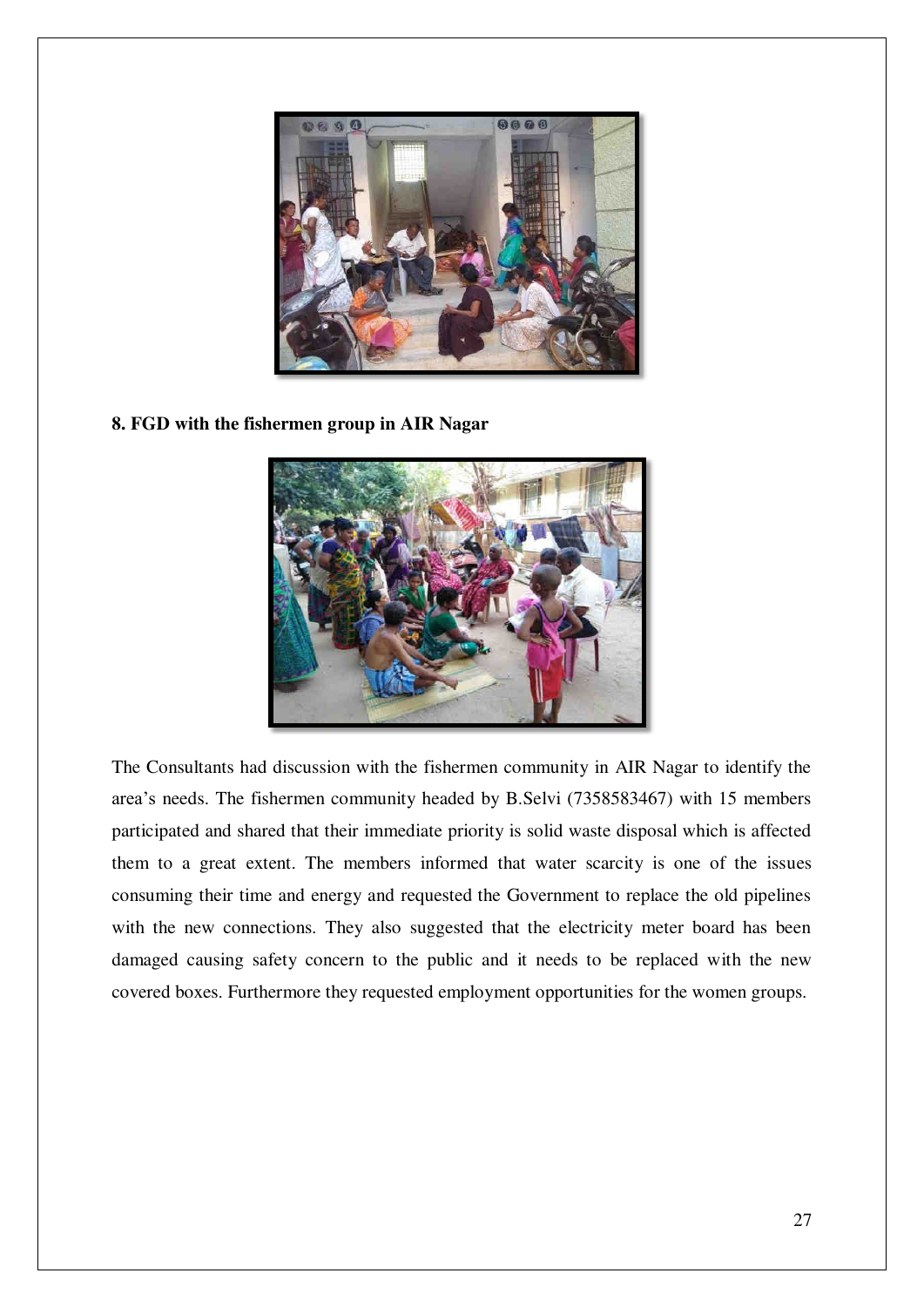**8. FGD with the fishermen group in AIR Nagar**

The Consultants had discussion with the fishermen community in AIR Nagar to identify the area's needs. The fishermen community headed by B.Selvi (7358583467) with 15 members participated and shared that their immediate priority is solid waste disposal which is affected them to a great extent. The members informed that water scarcity is one of the issues consuming their time and energy and requested the Government to replace the old pipelines with the new connections. They also suggested that the electricity meter board has been damaged causing safety concern to the public and it needs to be replaced with the new covered boxes. Furthermore they requested employment opportunities for the women groups.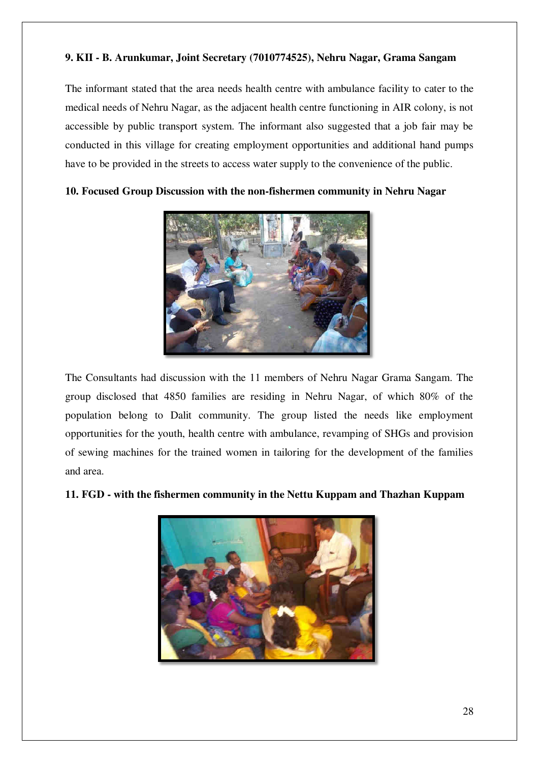**9. KII - B. Arunkumar, Joint Secretary (7010774525), Nehru Nagar, Grama Sangam**

The informant stated that the area needs health centre with ambulance facility to cater to the medical needs of Nehru Nagar, as the adjacent health centre functioning in AIR colony, is not accessible by public transport system. The informant also suggested that a job fair may be conducted in this village for creating employment opportunities and additional hand pumps have to be provided in the streets to access water supply to the convenience of the public.

**10. Focused Group Discussion with the non-fishermen community in Nehru Nagar**

The Consultants had discussion with the 11 members of Nehru Nagar Grama Sangam. The group disclosed that 4850 families are residing in Nehru Nagar, of which 80% of the population belong to Dalit community. The group listed the needs like employment opportunities for the youth, health centre with ambulance, revamping of SHGs and provision of sewing machines for the trained women in tailoring for the development of the families and area.

**11. FGD - with the fishermen community in the Nettu Kuppam and Thazhan Kuppam**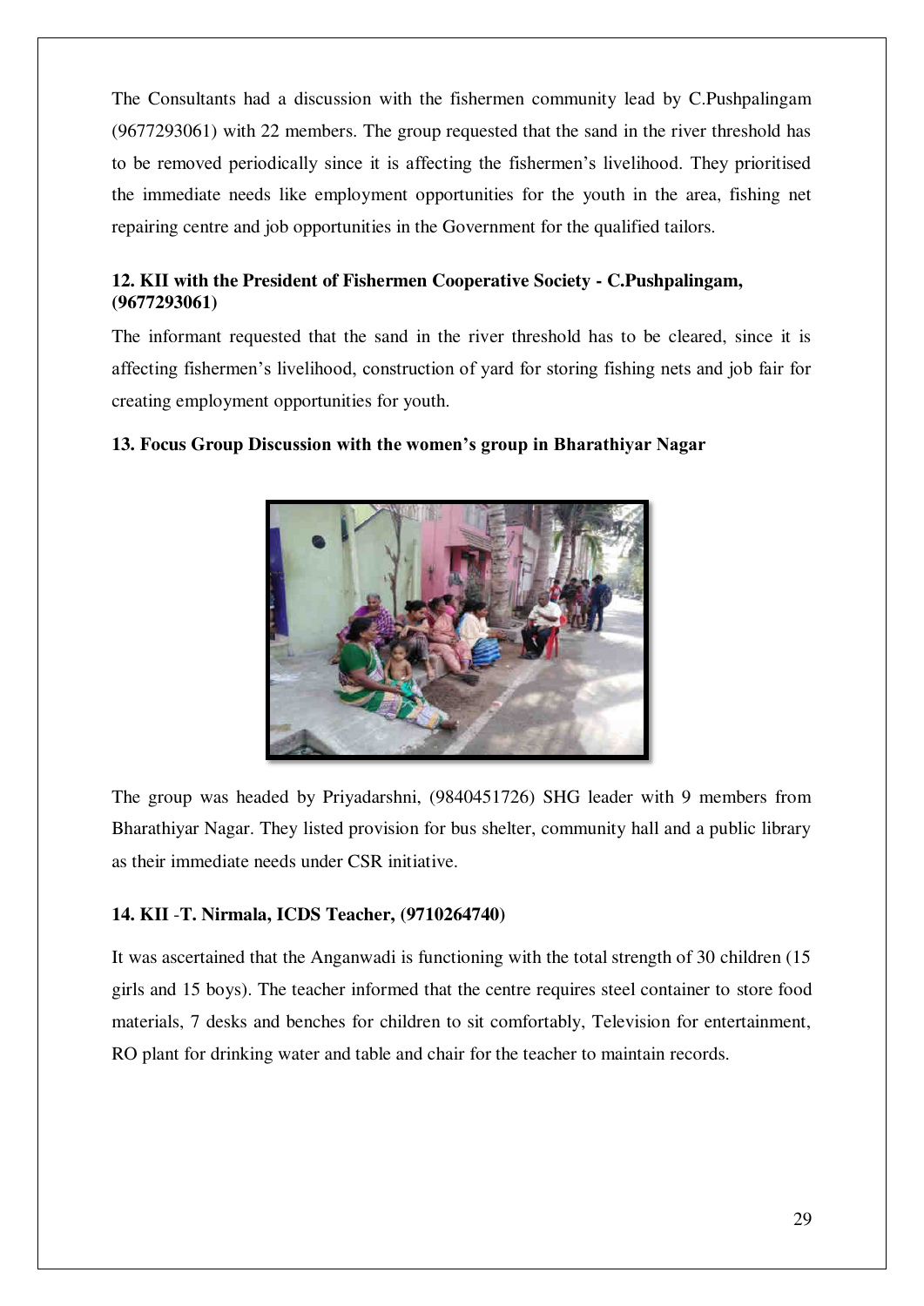The Consultants had a discussion with the fishermen community lead by C.Pushpalingam (9677293061) with 22 members. The group requested that the sand in the river threshold has to be removed periodically since it is affecting the fishermen's livelihood. They prioritised the immediate needs like employment opportunities for the youth in the area, fishing net repairing centre and job opportunities in the Government for the qualified tailors.

**12. KII with the President of Fishermen Cooperative Society - C.Pushpalingam, (9677293061)**

The informant requested that the sand in the river threshold has to be cleared, since it is affecting fishermen's livelihood, construction of yard for storing fishing nets and job fair for creating employment opportunities for youth.

**13. Focus Group Discussion with the women's group in Bharathiyar Nagar**

The group was headed by Priyadarshni, (9840451726) SHG leader with 9 members from Bharathiyar Nagar. They listed provision for bus shelter, community hall and a public library as their immediate needs under CSR initiative.

**14. KII -T. Nirmala, ICDS Teacher, (9710264740)**

It was ascertained that the Anganwadi is functioning with the total strength of 30 children (15 girls and 15 boys). The teacher informed that the centre requires steel container to store food materials, 7 desks and benches for children to sit comfortably, Television for entertainment, RO plant for drinking water and table and chair for the teacher to maintain records.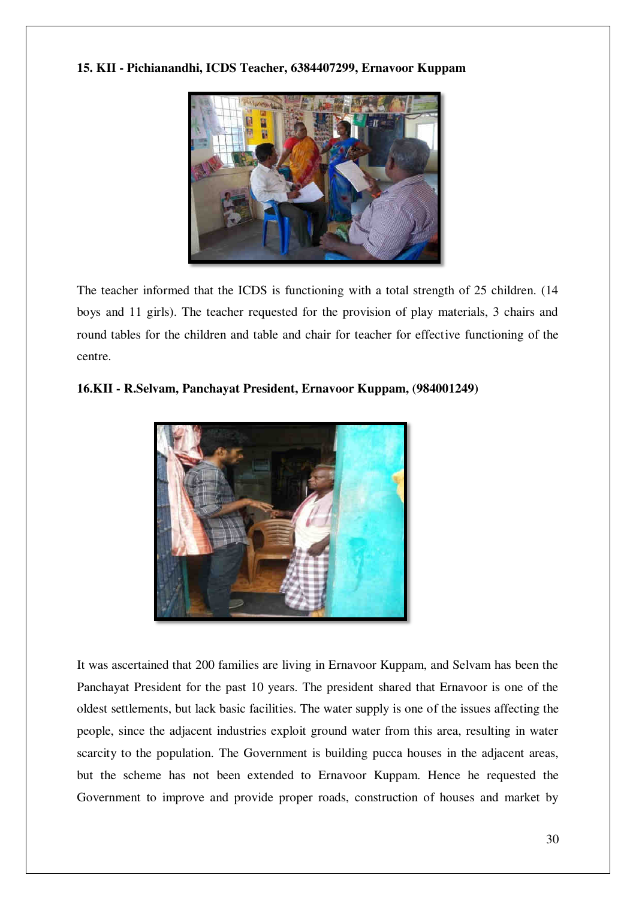**15. KII - Pichianandhi, ICDS Teacher, 6384407299, Ernavoor Kuppam**

The teacher informed that the ICDS is functioning with a total strength of 25 children. (14 boys and 11 girls). The teacher requested for the provision of play materials, 3 chairs and round tables for the children and table and chair for teacher for effective functioning of the centre.

**16.KII - R.Selvam, Panchayat President, Ernavoor Kuppam, (984001249)**

It was ascertained that 200 families are living in Ernavoor Kuppam, and Selvam has been the Panchayat President for the past 10 years. The president shared that Ernavoor is one of the oldest settlements, but lack basic facilities. The water supply is one of the issues affecting the people, since the adjacent industries exploit ground water from this area, resulting in water scarcity to the population. The Government is building pucca houses in the adjacent areas, but the scheme has not been extended to Ernavoor Kuppam. Hence he requested the Government to improve and provide proper roads, construction of houses and market by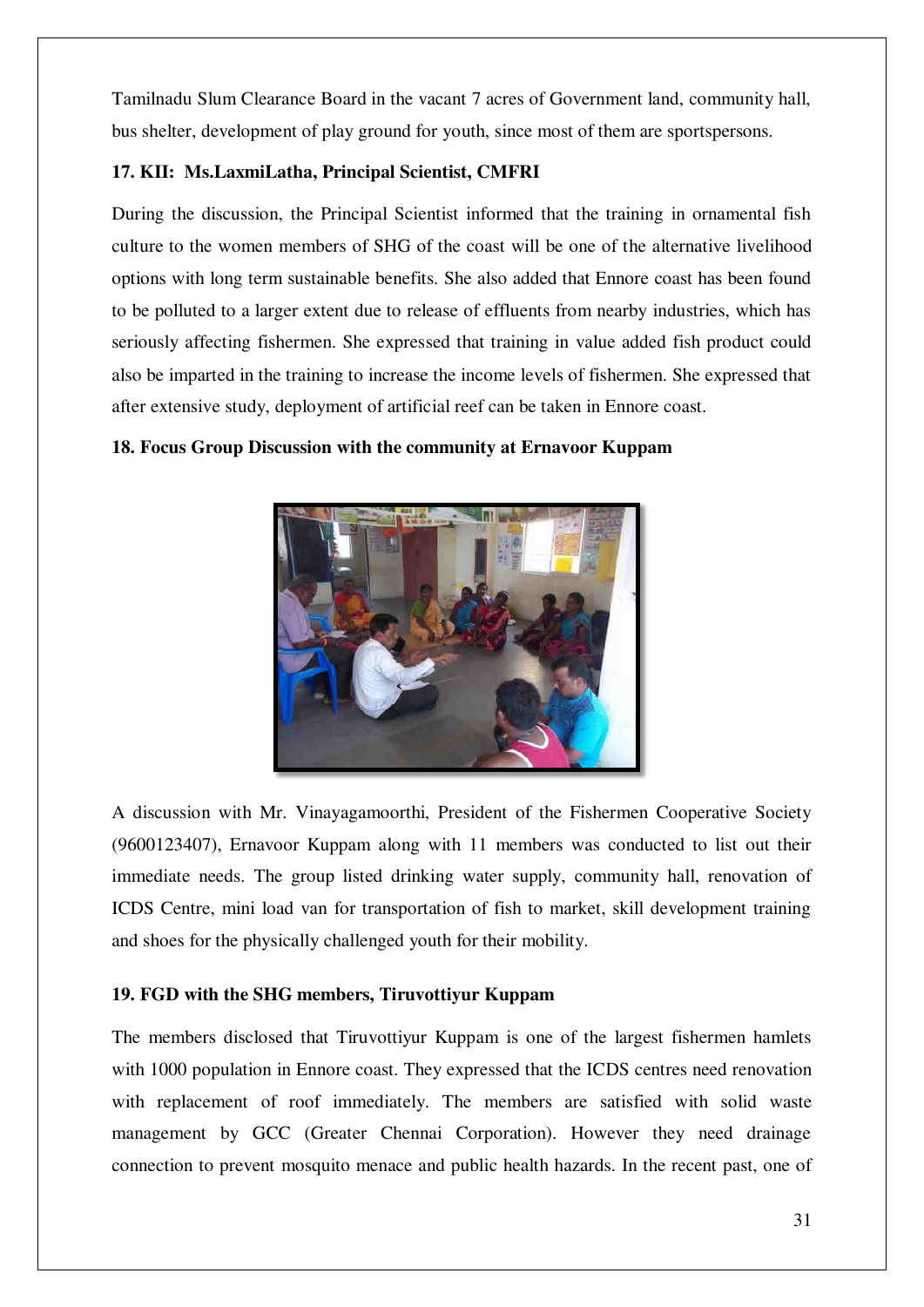Tamilnadu Slum Clearance Board in the vacant 7 acres of Government land, community hall, bus shelter, development of play ground for youth, since most of them are sportspersons.

**17. KII: Ms.LaxmiLatha, Principal Scientist, CMFRI**

During the discussion, the Principal Scientist informed that the training in ornamental fish culture to the women members of SHG of the coast will be one of the alternative livelihood options with long term sustainable benefits. She also added that Ennore coast has been found to be polluted to a larger extent due to release of effluents from nearby industries, which has seriously affecting fishermen. She expressed that training in value added fish product could also be imparted in the training to increase the income levels of fishermen. She expressed that after extensive study, deployment of artificial reef can be taken in Ennore coast.

**18. Focus Group Discussion with the community at Ernavoor Kuppam**

A discussion with Mr. Vinayagamoorthi, President of the Fishermen Cooperative Society (9600123407), Ernavoor Kuppam along with 11 members was conducted to list out their immediate needs. The group listed drinking water supply, community hall, renovation of ICDS Centre, mini load van for transportation of fish to market, skill development training and shoes for the physically challenged youth for their mobility.

**19. FGD with the SHG members, Tiruvottiyur Kuppam**

The members disclosed that Tiruvottiyur Kuppam is one of the largest fishermen hamlets with 1000 population in Ennore coast. They expressed that the ICDS centres need renovation with replacement of roof immediately. The members are satisfied with solid waste management by GCC (Greater Chennai Corporation). However they need drainage connection to prevent mosquito menace and public health hazards. In the recent past, one of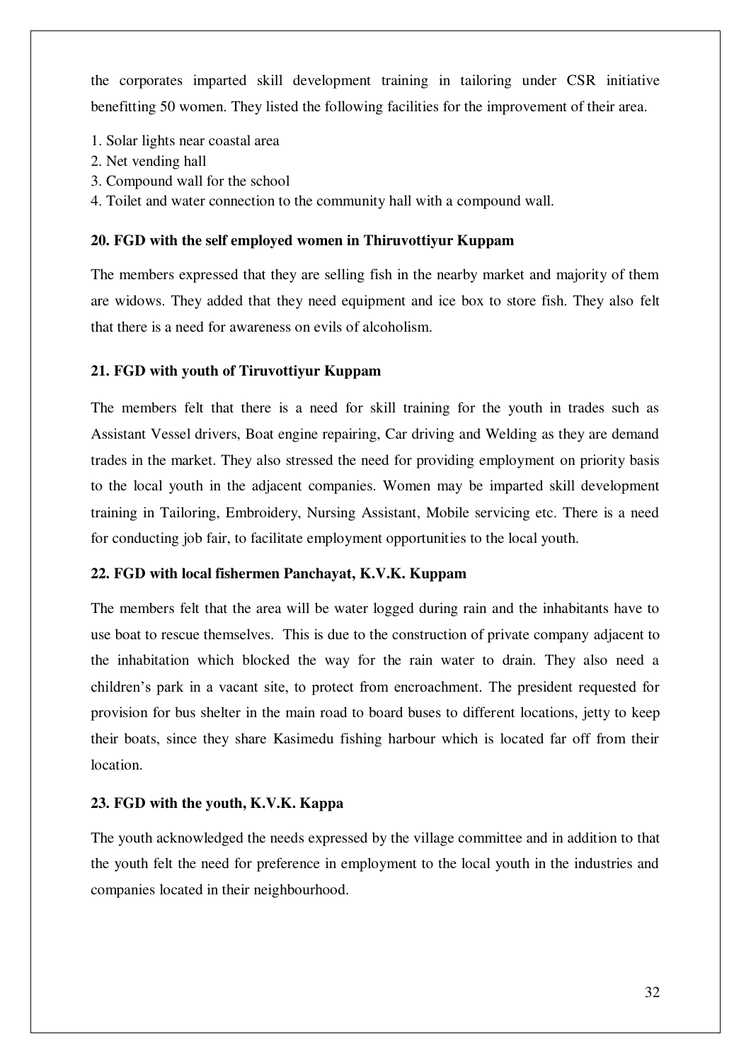the corporates imparted skill development training in tailoring under CSR initiative benefitting 50 women. They listed the following facilities for the improvement of their area.

1. Solar lights near coastal area
2. Net vending hall
3. Compound wall for the school
4. Toilet and water connection to the community hall with a compound wall.

**20. FGD with the self employed women in Thiruvottiyur Kuppam**

The members expressed that they are selling fish in the nearby market and majority of them are widows. They added that they need equipment and ice box to store fish. They also felt that there is a need for awareness on evils of alcoholism.

**21. FGD with youth of Tiruvottiyur Kuppam**

The members felt that there is a need for skill training for the youth in trades such as Assistant Vessel drivers, Boat engine repairing, Car driving and Welding as they are demand trades in the market. They also stressed the need for providing employment on priority basis to the local youth in the adjacent companies. Women may be imparted skill development training in Tailoring, Embroidery, Nursing Assistant, Mobile servicing etc. There is a need for conducting job fair, to facilitate employment opportunities to the local youth.

**22. FGD with local fishermen Panchayat, K.V.K. Kuppam**

The members felt that the area will be water logged during rain and the inhabitants have to use boat to rescue themselves. This is due to the construction of private company adjacent to the inhabitation which blocked the way for the rain water to drain. They also need a children's park in a vacant site, to protect from encroachment. The president requested for provision for bus shelter in the main road to board buses to different locations, jetty to keep their boats, since they share Kasimedu fishing harbour which is located far off from their location.

**23. FGD with the youth, K.V.K. Kappa**

The youth acknowledged the needs expressed by the village committee and in addition to that the youth felt the need for preference in employment to the local youth in the industries and companies located in their neighbourhood.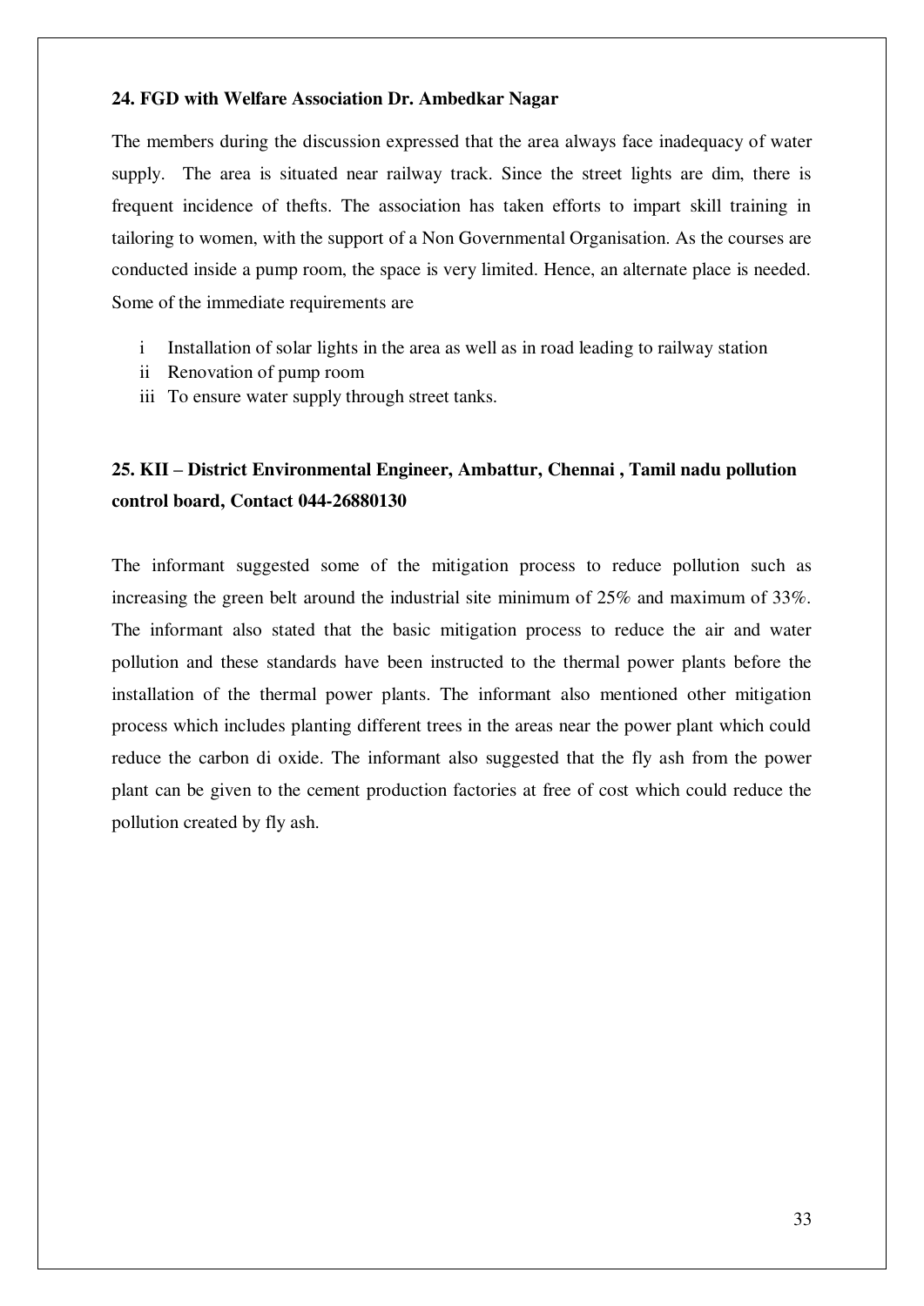**24. FGD with Welfare Association Dr. Ambedkar Nagar**

The members during the discussion expressed that the area always face inadequacy of water supply. The area is situated near railway track. Since the street lights are dim, there is frequent incidence of thefts. The association has taken efforts to impart skill training in tailoring to women, with the support of a Non Governmental Organisation. As the courses are conducted inside a pump room, the space is very limited. Hence, an alternate place is needed. Some of the immediate requirements are

- i Installation of solar lights in the area as well as in road leading to railway station
- ii Renovation of pump room
- iii To ensure water supply through street tanks.

**25. KII – District Environmental Engineer, Ambattur, Chennai , Tamil nadu pollution control board, Contact 044-26880130**

The informant suggested some of the mitigation process to reduce pollution such as increasing the green belt around the industrial site minimum of 25% and maximum of 33%. The informant also stated that the basic mitigation process to reduce the air and water pollution and these standards have been instructed to the thermal power plants before the installation of the thermal power plants. The informant also mentioned other mitigation process which includes planting different trees in the areas near the power plant which could reduce the carbon di oxide. The informant also suggested that the fly ash from the power plant can be given to the cement production factories at free of cost which could reduce the pollution created by fly ash.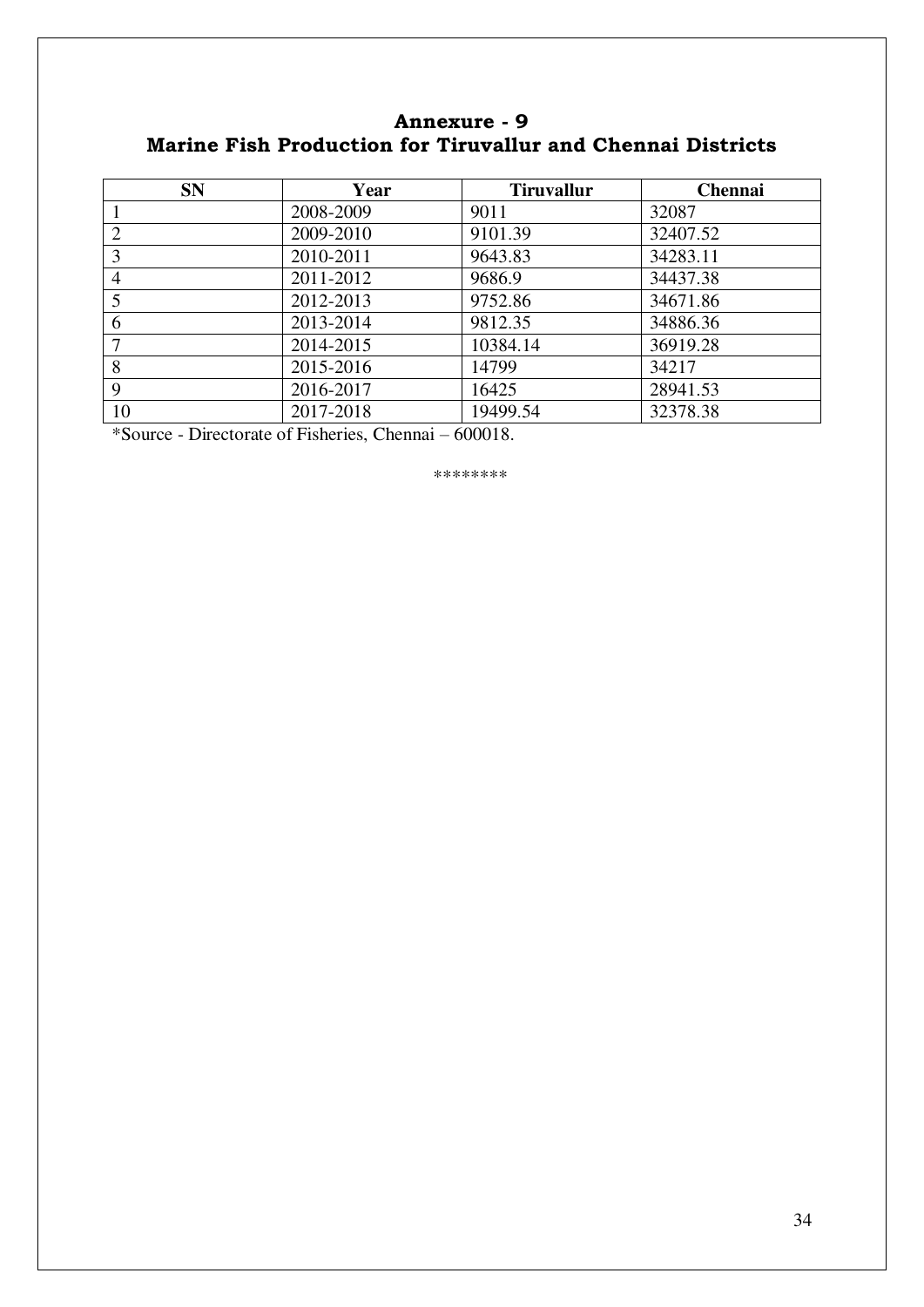# Annexure - 9
## Marine Fish Production for Tiruvallur and Chennai Districts

| SN | Year | Tiruvallur | Chennai |
|---|---|---|---|
| 1 | 2008-2009 | 9011 | 32087 |
| 2 | 2009-2010 | 9101.39 | 32407.52 |
| 3 | 2010-2011 | 9643.83 | 34283.11 |
| 4 | 2011-2012 | 9686.9 | 34437.38 |
| 5 | 2012-2013 | 9752.86 | 34671.86 |
| 6 | 2013-2014 | 9812.35 | 34886.36 |
| 7 | 2014-2015 | 10384.14 | 36919.28 |
| 8 | 2015-2016 | 14799 | 34217 |
| 9 | 2016-2017 | 16425 | 28941.53 |
| 10 | 2017-2018 | 19499.54 | 32378.38 |

*Source - Directorate of Fisheries, Chennai – 600018.

********